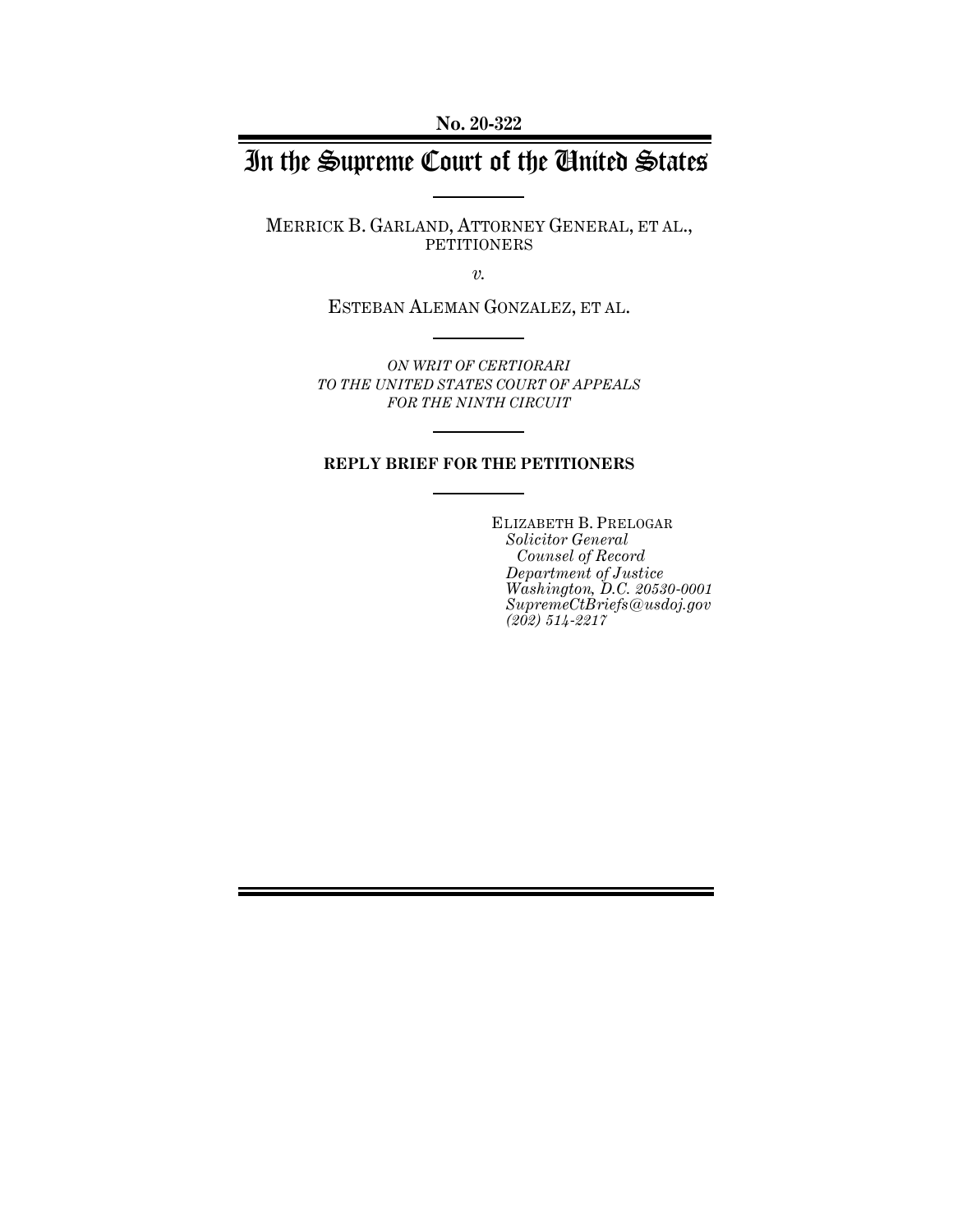No. 20-322

# In the Supreme Court of the United States

MERRICK B. GARLAND, ATTORNEY GENERAL, ET AL.,
PETITIONERS

*v.*

ESTEBAN ALEMAN GONZALEZ, ET AL.

*ON WRIT OF CERTIORARI
TO THE UNITED STATES COURT OF APPEALS
FOR THE NINTH CIRCUIT*

**REPLY BRIEF FOR THE PETITIONERS**

ELIZABETH B. PRELOGAR
*Solicitor General*
*Counsel of Record*
*Department of Justice*
*Washington, D.C. 20530-0001*
*SupremeCtBriefs@usdoj.gov*
*(202) 514-2217*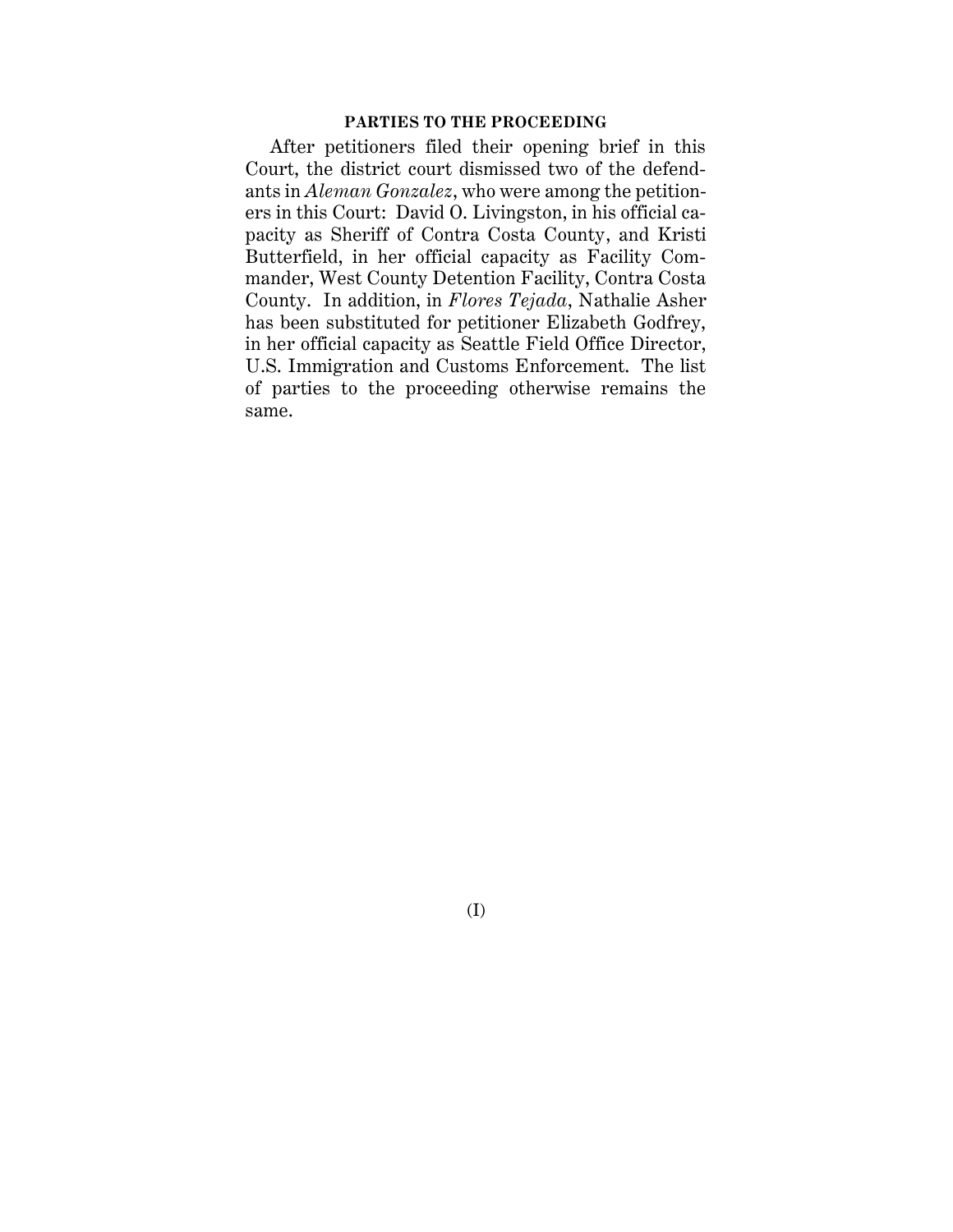## PARTIES TO THE PROCEEDING

After petitioners filed their opening brief in this Court, the district court dismissed two of the defendants in *Aleman Gonzalez*, who were among the petitioners in this Court: David O. Livingston, in his official capacity as Sheriff of Contra Costa County, and Kristi Butterfield, in her official capacity as Facility Commander, West County Detention Facility, Contra Costa County. In addition, in *Flores Tejada*, Nathalie Asher has been substituted for petitioner Elizabeth Godfrey, in her official capacity as Seattle Field Office Director, U.S. Immigration and Customs Enforcement. The list of parties to the proceeding otherwise remains the same.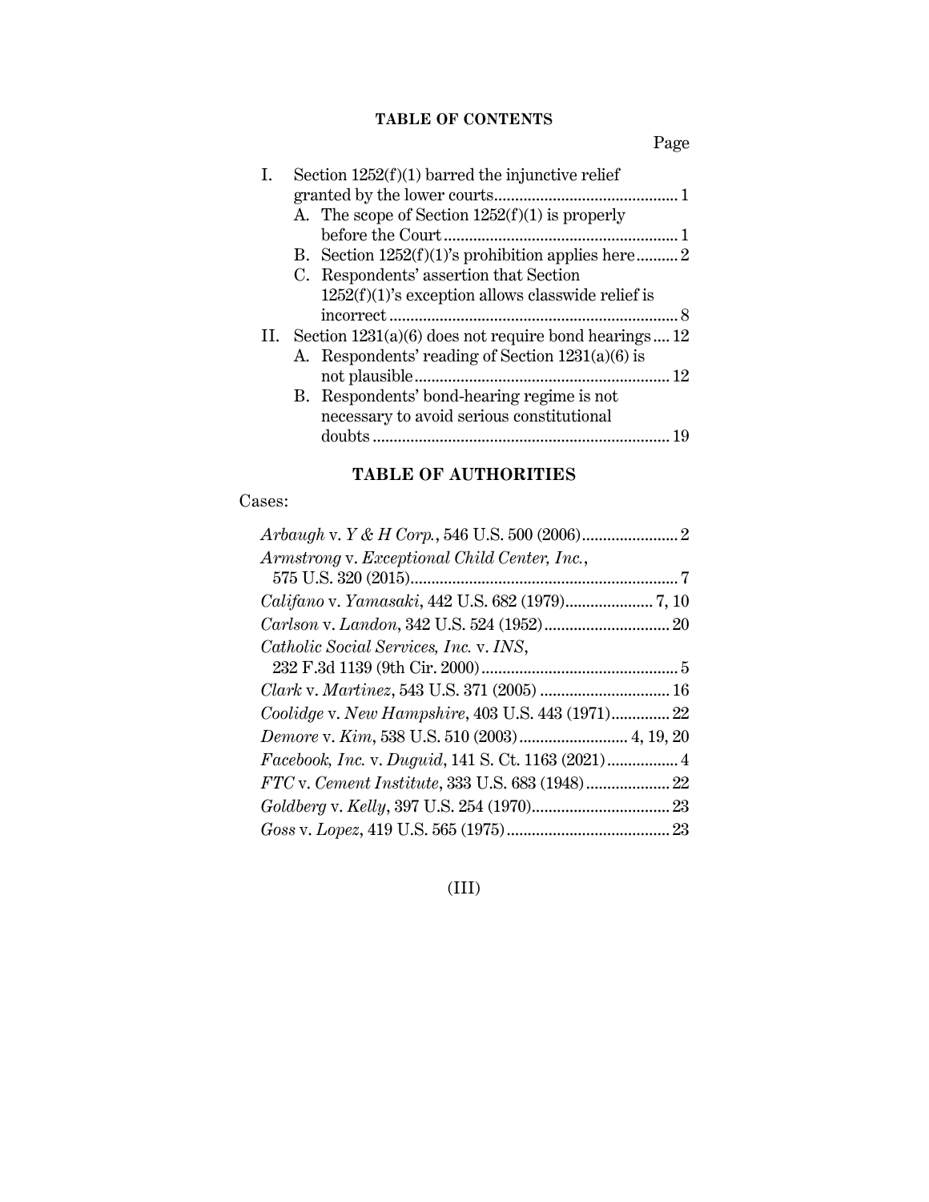## TABLE OF CONTENTS

Page

- I. Section 1252(f)(1) barred the injunctive relief granted by the lower courts .......... 1
  - A. The scope of Section 1252(f)(1) is properly before the Court .......... 1
  - B. Section 1252(f)(1)'s prohibition applies here .......... 2
  - C. Respondents' assertion that Section 1252(f)(1)'s exception allows classwide relief is incorrect .......... 8
- II. Section 1231(a)(6) does not require bond hearings .......... 12
  - A. Respondents' reading of Section 1231(a)(6) is not plausible .......... 12
  - B. Respondents' bond-hearing regime is not necessary to avoid serious constitutional doubts .......... 19

## TABLE OF AUTHORITIES

Cases:

*Arbaugh* v. *Y & H Corp.*, 546 U.S. 500 (2006) .......... 2

*Armstrong* v. *Exceptional Child Center, Inc.*, 575 U.S. 320 (2015) .......... 7

*Califano* v. *Yamasaki*, 442 U.S. 682 (1979) .......... 7, 10

*Carlson* v. *Landon*, 342 U.S. 524 (1952) .......... 20

*Catholic Social Services, Inc.* v. *INS*, 232 F.3d 1139 (9th Cir. 2000) .......... 5

*Clark* v. *Martinez*, 543 U.S. 371 (2005) .......... 16

*Coolidge* v. *New Hampshire*, 403 U.S. 443 (1971) .......... 22

*Demore* v. *Kim*, 538 U.S. 510 (2003) .......... 4, 19, 20

*Facebook, Inc.* v. *Duguid*, 141 S. Ct. 1163 (2021) .......... 4

*FTC* v. *Cement Institute*, 333 U.S. 683 (1948) .......... 22

*Goldberg* v. *Kelly*, 397 U.S. 254 (1970) .......... 23

*Goss* v. *Lopez*, 419 U.S. 565 (1975) .......... 23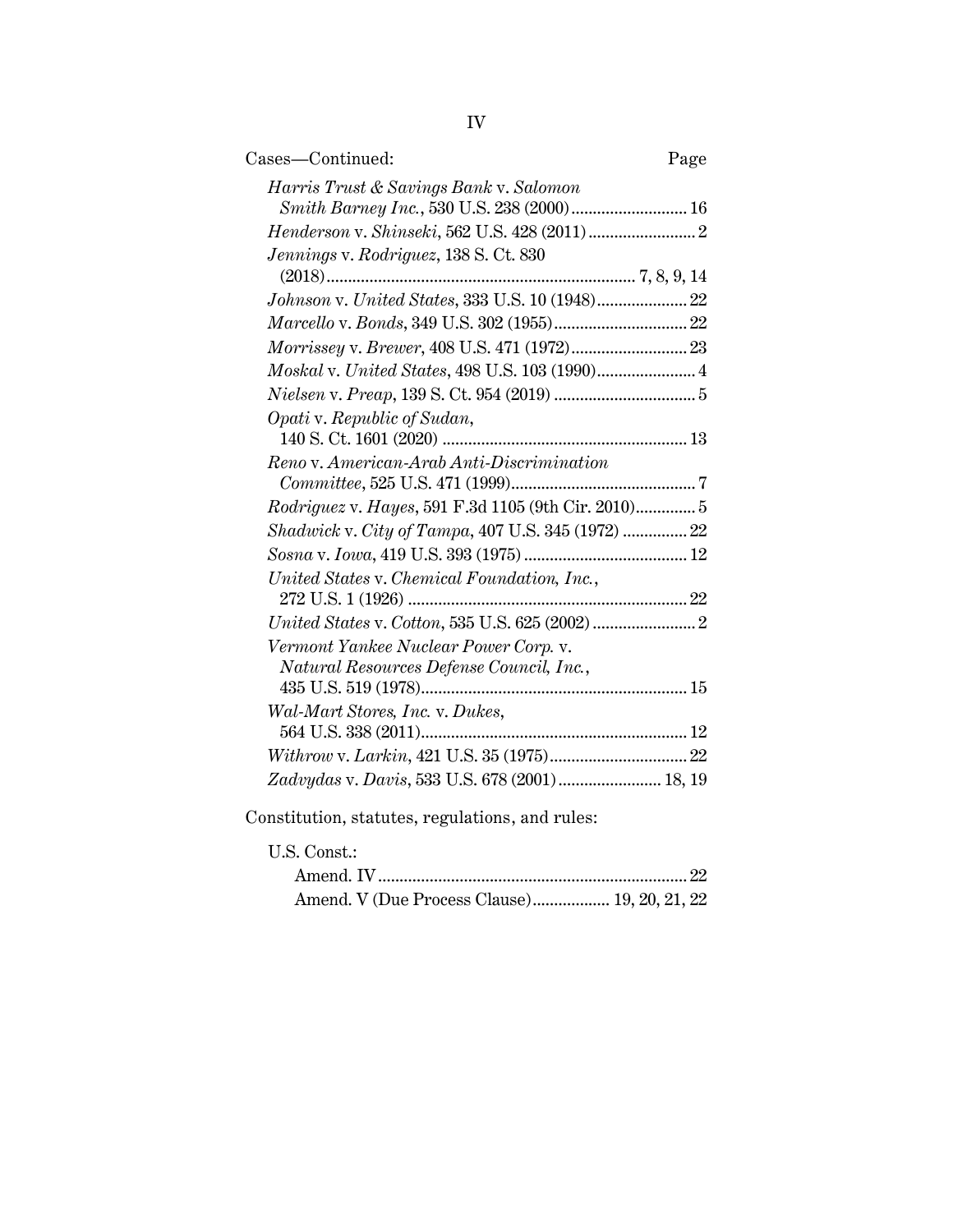Cases—Continued: Page

*Harris Trust & Savings Bank* v. *Salomon Smith Barney Inc.*, 530 U.S. 238 (2000) ........................... 16

*Henderson* v. *Shinseki*, 562 U.S. 428 (2011) ......................... 2

*Jennings* v. *Rodriguez*, 138 S. Ct. 830 (2018) ....................................................................... 7, 8, 9, 14

*Johnson* v. *United States*, 333 U.S. 10 (1948) ..................... 22

*Marcello* v. *Bonds*, 349 U.S. 302 (1955) ............................... 22

*Morrissey* v. *Brewer*, 408 U.S. 471 (1972) ........................... 23

*Moskal* v. *United States*, 498 U.S. 103 (1990) ....................... 4

*Nielsen* v. *Preap*, 139 S. Ct. 954 (2019) ................................. 5

*Opati* v. *Republic of Sudan*, 140 S. Ct. 1601 (2020) ......................................................... 13

*Reno* v. *American-Arab Anti-Discrimination Committee*, 525 U.S. 471 (1999) ........................................... 7

*Rodriguez* v. *Hayes*, 591 F.3d 1105 (9th Cir. 2010) .............. 5

*Shadwick* v. *City of Tampa*, 407 U.S. 345 (1972) ............... 22

*Sosna* v. *Iowa*, 419 U.S. 393 (1975) ...................................... 12

*United States* v. *Chemical Foundation, Inc.*, 272 U.S. 1 (1926) ................................................................ 22

*United States* v. *Cotton*, 535 U.S. 625 (2002) ........................ 2

*Vermont Yankee Nuclear Power Corp.* v. *Natural Resources Defense Council, Inc.*, 435 U.S. 519 (1978) ............................................................. 15

*Wal-Mart Stores, Inc.* v. *Dukes*, 564 U.S. 338 (2011) ............................................................. 12

*Withrow* v. *Larkin*, 421 U.S. 35 (1975) ................................ 22

*Zadvydas* v. *Davis*, 533 U.S. 678 (2001) ........................ 18, 19

Constitution, statutes, regulations, and rules:

U.S. Const.:

- Amend. IV ....................................................................... 22
- Amend. V (Due Process Clause) .................. 19, 20, 21, 22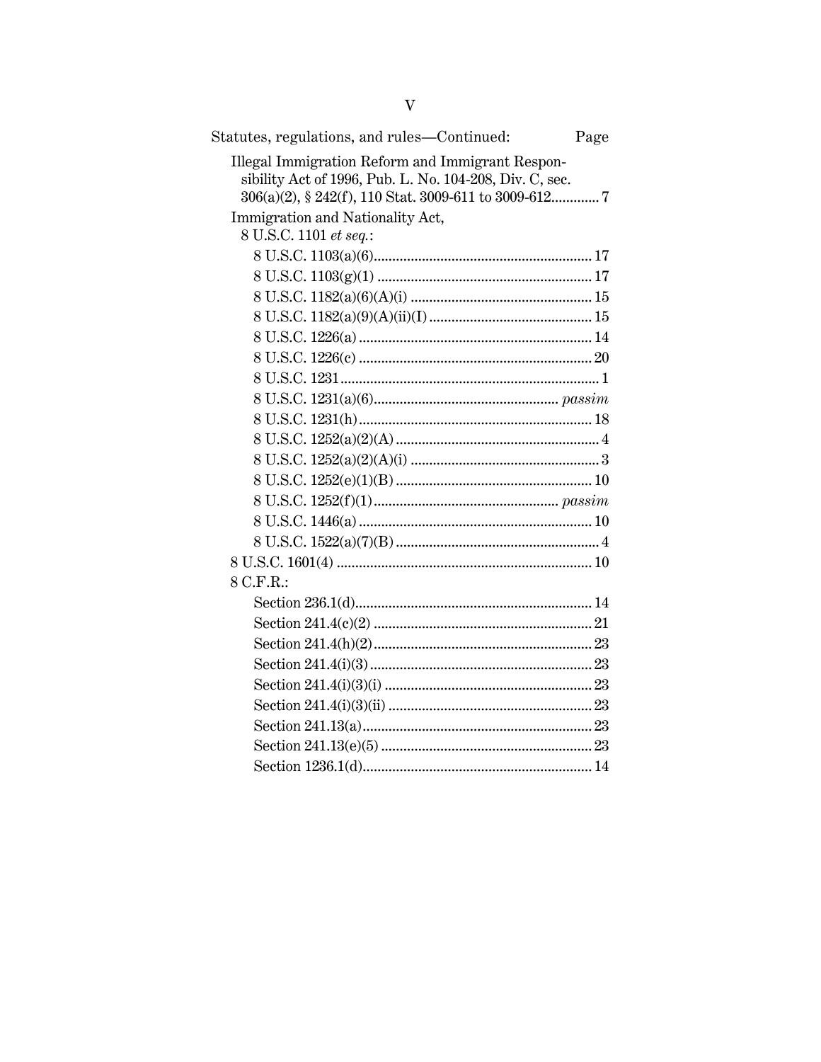Statutes, regulations, and rules—Continued: Page

Illegal Immigration Reform and Immigrant Responsibility Act of 1996, Pub. L. No. 104-208, Div. C, sec. 306(a)(2), § 242(f), 110 Stat. 3009-611 to 3009-612 ............ 7

Immigration and Nationality Act, 8 U.S.C. 1101 *et seq.*:

- 8 U.S.C. 1103(a)(6) ............ 17
- 8 U.S.C. 1103(g)(1) ............ 17
- 8 U.S.C. 1182(a)(6)(A)(i) ............ 15
- 8 U.S.C. 1182(a)(9)(A)(ii)(I) ............ 15
- 8 U.S.C. 1226(a) ............ 14
- 8 U.S.C. 1226(c) ............ 20
- 8 U.S.C. 1231 ............ 1
- 8 U.S.C. 1231(a)(6) ............ *passim*
- 8 U.S.C. 1231(h) ............ 18
- 8 U.S.C. 1252(a)(2)(A) ............ 4
- 8 U.S.C. 1252(a)(2)(A)(i) ............ 3
- 8 U.S.C. 1252(e)(1)(B) ............ 10
- 8 U.S.C. 1252(f)(1) ............ *passim*
- 8 U.S.C. 1446(a) ............ 10
- 8 U.S.C. 1522(a)(7)(B) ............ 4

8 U.S.C. 1601(4) ............ 10

8 C.F.R.:

- Section 236.1(d) ............ 14
- Section 241.4(c)(2) ............ 21
- Section 241.4(h)(2) ............ 23
- Section 241.4(i)(3) ............ 23
- Section 241.4(i)(3)(i) ............ 23
- Section 241.4(i)(3)(ii) ............ 23
- Section 241.13(a) ............ 23
- Section 241.13(e)(5) ............ 23
- Section 1236.1(d) ............ 14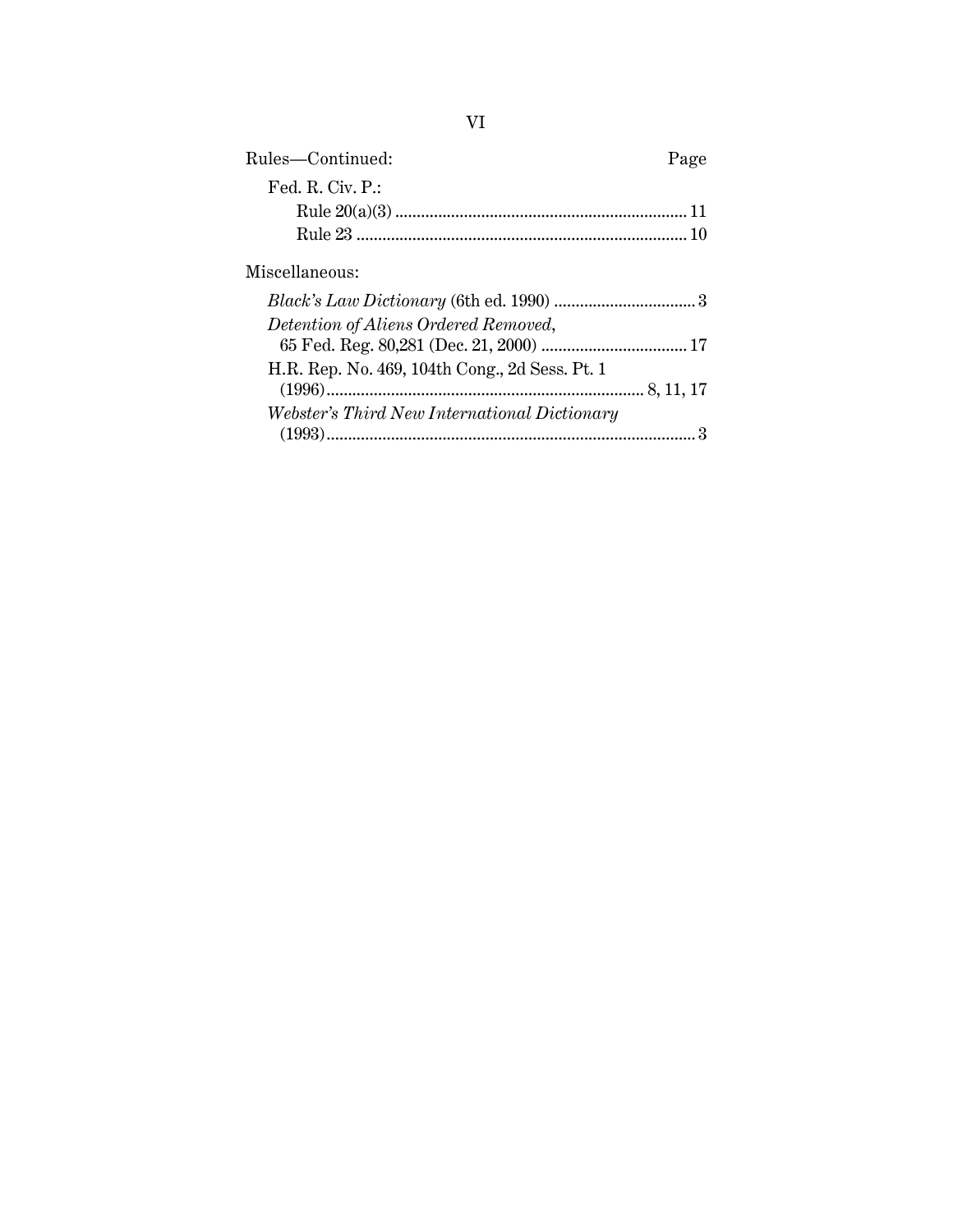Rules—Continued: Page

Fed. R. Civ. P.:

Rule 20(a)(3) .................................................................... 11

Rule 23 ............................................................................ 10

Miscellaneous:

*Black's Law Dictionary* (6th ed. 1990) ................................ 3

*Detention of Aliens Ordered Removed*, 65 Fed. Reg. 80,281 (Dec. 21, 2000) .................................. 17

H.R. Rep. No. 469, 104th Cong., 2d Sess. Pt. 1 (1996) ........................................................................... 8, 11, 17

*Webster's Third New International Dictionary* (1993) ....................................................................................... 3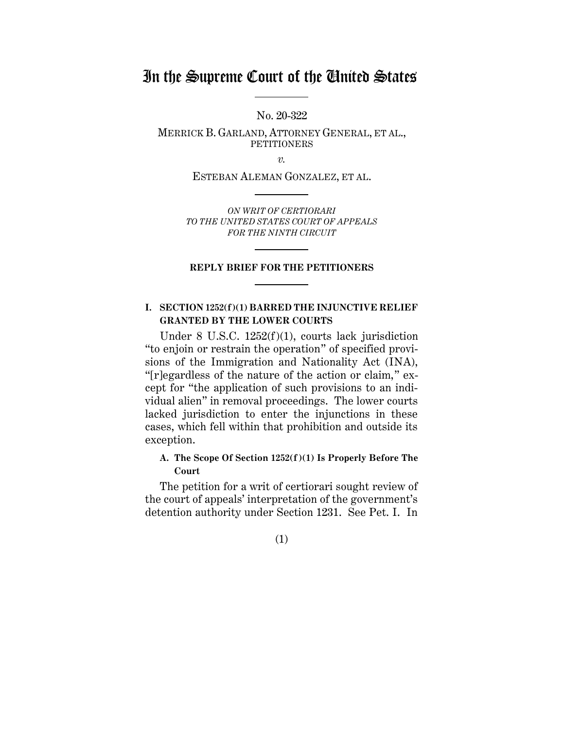# In the Supreme Court of the United States

No. 20-322

MERRICK B. GARLAND, ATTORNEY GENERAL, ET AL., PETITIONERS

*v.*

ESTEBAN ALEMAN GONZALEZ, ET AL.

*ON WRIT OF CERTIORARI TO THE UNITED STATES COURT OF APPEALS FOR THE NINTH CIRCUIT*

**REPLY BRIEF FOR THE PETITIONERS**

## I. SECTION 1252(f)(1) BARRED THE INJUNCTIVE RELIEF GRANTED BY THE LOWER COURTS

Under 8 U.S.C. 1252(f)(1), courts lack jurisdiction "to enjoin or restrain the operation" of specified provisions of the Immigration and Nationality Act (INA), "[r]egardless of the nature of the action or claim," except for "the application of such provisions to an individual alien" in removal proceedings. The lower courts lacked jurisdiction to enter the injunctions in these cases, which fell within that prohibition and outside its exception.

### A. The Scope Of Section 1252(f)(1) Is Properly Before The Court

The petition for a writ of certiorari sought review of the court of appeals' interpretation of the government's detention authority under Section 1231. See Pet. I. In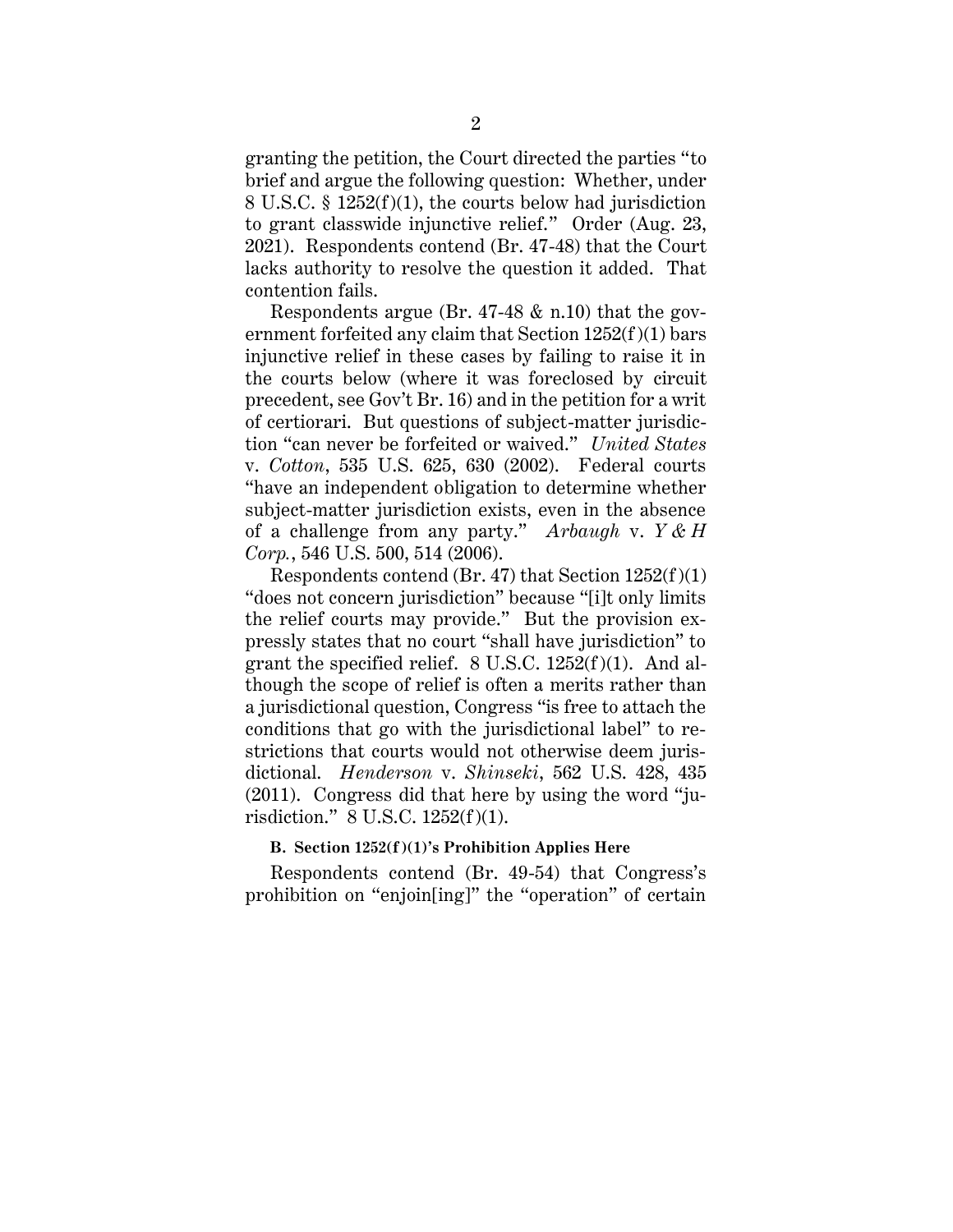granting the petition, the Court directed the parties "to brief and argue the following question: Whether, under 8 U.S.C. § 1252(f)(1), the courts below had jurisdiction to grant classwide injunctive relief." Order (Aug. 23, 2021). Respondents contend (Br. 47-48) that the Court lacks authority to resolve the question it added. That contention fails.

Respondents argue (Br. 47-48 & n.10) that the government forfeited any claim that Section 1252(f)(1) bars injunctive relief in these cases by failing to raise it in the courts below (where it was foreclosed by circuit precedent, see Gov't Br. 16) and in the petition for a writ of certiorari. But questions of subject-matter jurisdiction "can never be forfeited or waived." *United States* v. *Cotton*, 535 U.S. 625, 630 (2002). Federal courts "have an independent obligation to determine whether subject-matter jurisdiction exists, even in the absence of a challenge from any party." *Arbaugh* v. *Y & H Corp.*, 546 U.S. 500, 514 (2006).

Respondents contend (Br. 47) that Section 1252(f)(1) "does not concern jurisdiction" because "[i]t only limits the relief courts may provide." But the provision expressly states that no court "shall have jurisdiction" to grant the specified relief. 8 U.S.C. 1252(f)(1). And although the scope of relief is often a merits rather than a jurisdictional question, Congress "is free to attach the conditions that go with the jurisdictional label" to restrictions that courts would not otherwise deem jurisdictional. *Henderson* v. *Shinseki*, 562 U.S. 428, 435 (2011). Congress did that here by using the word "jurisdiction." 8 U.S.C. 1252(f)(1).

### B. Section 1252(f)(1)'s Prohibition Applies Here

Respondents contend (Br. 49-54) that Congress's prohibition on "enjoin[ing]" the "operation" of certain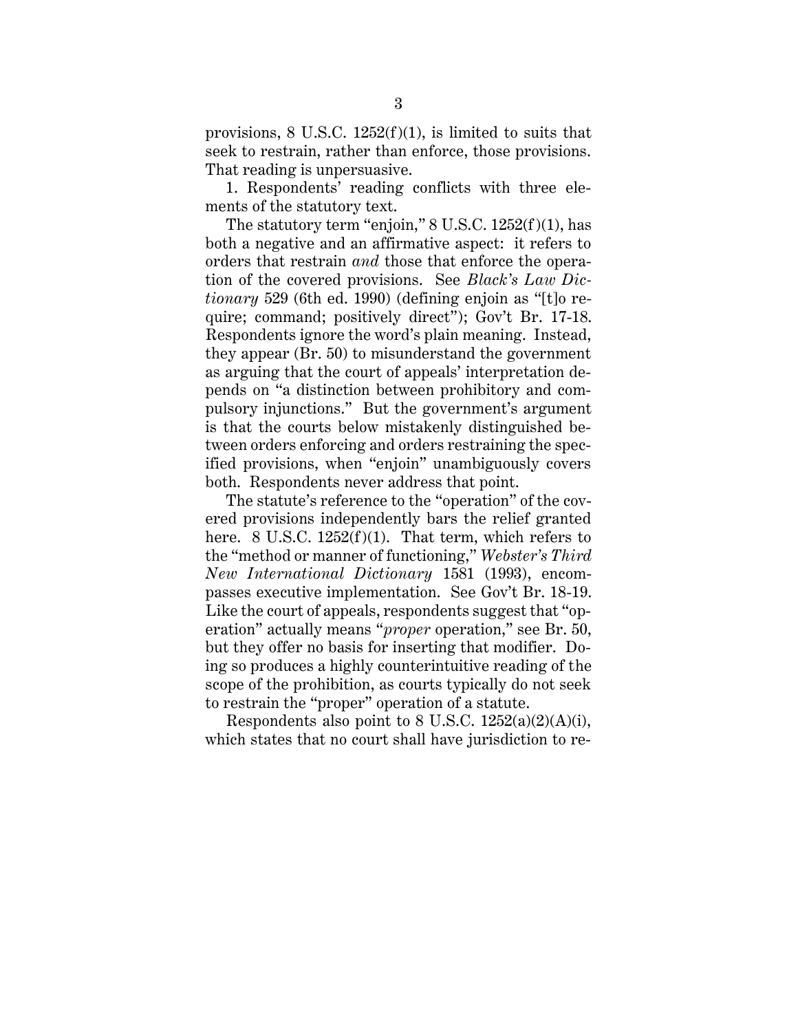provisions, 8 U.S.C. 1252(f)(1), is limited to suits that seek to restrain, rather than enforce, those provisions. That reading is unpersuasive.

1. Respondents' reading conflicts with three elements of the statutory text.

The statutory term "enjoin," 8 U.S.C. 1252(f)(1), has both a negative and an affirmative aspect: it refers to orders that restrain *and* those that enforce the operation of the covered provisions. See *Black's Law Dictionary* 529 (6th ed. 1990) (defining enjoin as "[t]o require; command; positively direct"); Gov't Br. 17-18. Respondents ignore the word's plain meaning. Instead, they appear (Br. 50) to misunderstand the government as arguing that the court of appeals' interpretation depends on "a distinction between prohibitory and compulsory injunctions." But the government's argument is that the courts below mistakenly distinguished between orders enforcing and orders restraining the specified provisions, when "enjoin" unambiguously covers both. Respondents never address that point.

The statute's reference to the "operation" of the covered provisions independently bars the relief granted here. 8 U.S.C. 1252(f)(1). That term, which refers to the "method or manner of functioning," *Webster's Third New International Dictionary* 1581 (1993), encompasses executive implementation. See Gov't Br. 18-19. Like the court of appeals, respondents suggest that "operation" actually means "*proper* operation," see Br. 50, but they offer no basis for inserting that modifier. Doing so produces a highly counterintuitive reading of the scope of the prohibition, as courts typically do not seek to restrain the "proper" operation of a statute.

Respondents also point to 8 U.S.C. 1252(a)(2)(A)(i), which states that no court shall have jurisdiction to re-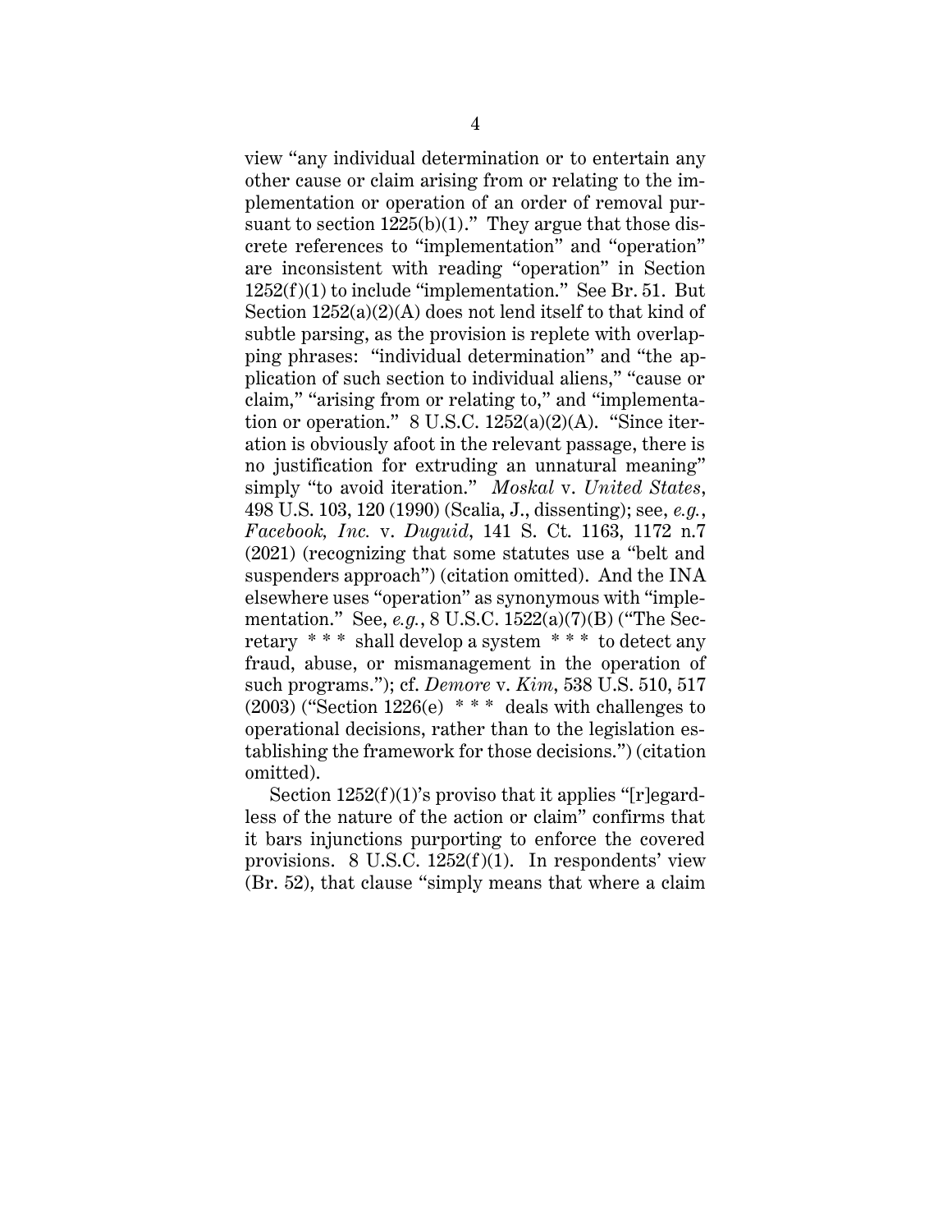view "any individual determination or to entertain any other cause or claim arising from or relating to the implementation or operation of an order of removal pursuant to section 1225(b)(1)." They argue that those discrete references to "implementation" and "operation" are inconsistent with reading "operation" in Section 1252(f)(1) to include "implementation." See Br. 51. But Section 1252(a)(2)(A) does not lend itself to that kind of subtle parsing, as the provision is replete with overlapping phrases: "individual determination" and "the application of such section to individual aliens," "cause or claim," "arising from or relating to," and "implementation or operation." 8 U.S.C. 1252(a)(2)(A). "Since iteration is obviously afoot in the relevant passage, there is no justification for extruding an unnatural meaning" simply "to avoid iteration." *Moskal* v. *United States*, 498 U.S. 103, 120 (1990) (Scalia, J., dissenting); see, *e.g.*, *Facebook, Inc.* v. *Duguid*, 141 S. Ct. 1163, 1172 n.7 (2021) (recognizing that some statutes use a "belt and suspenders approach") (citation omitted). And the INA elsewhere uses "operation" as synonymous with "implementation." See, *e.g.*, 8 U.S.C. 1522(a)(7)(B) ("The Secretary * * * shall develop a system * * * to detect any fraud, abuse, or mismanagement in the operation of such programs."); cf. *Demore* v. *Kim*, 538 U.S. 510, 517 (2003) ("Section 1226(e) * * * deals with challenges to operational decisions, rather than to the legislation establishing the framework for those decisions.") (citation omitted).

Section 1252(f)(1)'s proviso that it applies "[r]egardless of the nature of the action or claim" confirms that it bars injunctions purporting to enforce the covered provisions. 8 U.S.C. 1252(f)(1). In respondents' view (Br. 52), that clause "simply means that where a claim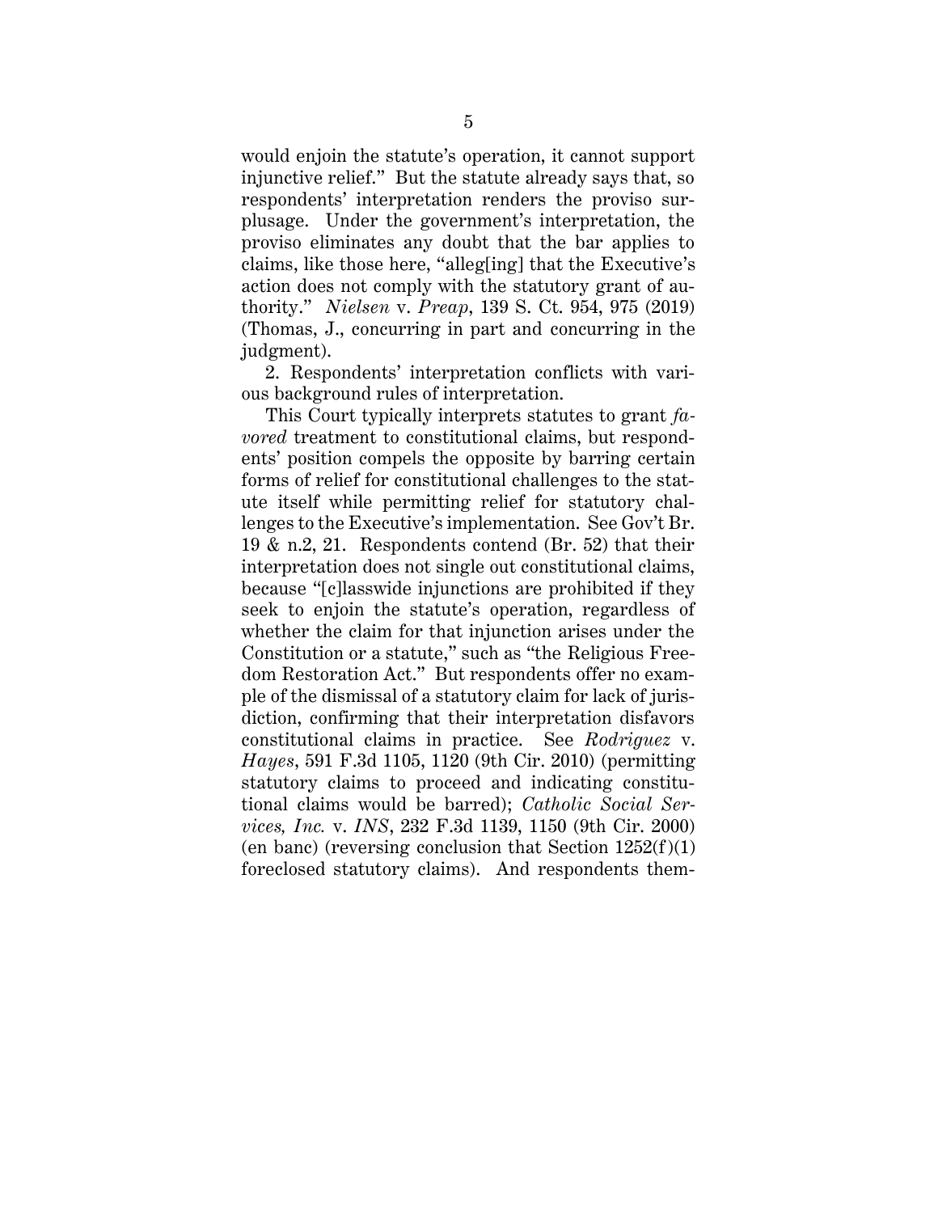would enjoin the statute's operation, it cannot support injunctive relief." But the statute already says that, so respondents' interpretation renders the proviso surplusage. Under the government's interpretation, the proviso eliminates any doubt that the bar applies to claims, like those here, "alleg[ing] that the Executive's action does not comply with the statutory grant of authority." *Nielsen* v. *Preap*, 139 S. Ct. 954, 975 (2019) (Thomas, J., concurring in part and concurring in the judgment).

2. Respondents' interpretation conflicts with various background rules of interpretation.

This Court typically interprets statutes to grant *favored* treatment to constitutional claims, but respondents' position compels the opposite by barring certain forms of relief for constitutional challenges to the statute itself while permitting relief for statutory challenges to the Executive's implementation. See Gov't Br. 19 & n.2, 21. Respondents contend (Br. 52) that their interpretation does not single out constitutional claims, because "[c]lasswide injunctions are prohibited if they seek to enjoin the statute's operation, regardless of whether the claim for that injunction arises under the Constitution or a statute," such as "the Religious Freedom Restoration Act." But respondents offer no example of the dismissal of a statutory claim for lack of jurisdiction, confirming that their interpretation disfavors constitutional claims in practice. See *Rodriguez* v. *Hayes*, 591 F.3d 1105, 1120 (9th Cir. 2010) (permitting statutory claims to proceed and indicating constitutional claims would be barred); *Catholic Social Services, Inc.* v. *INS*, 232 F.3d 1139, 1150 (9th Cir. 2000) (en banc) (reversing conclusion that Section 1252(f)(1) foreclosed statutory claims). And respondents them-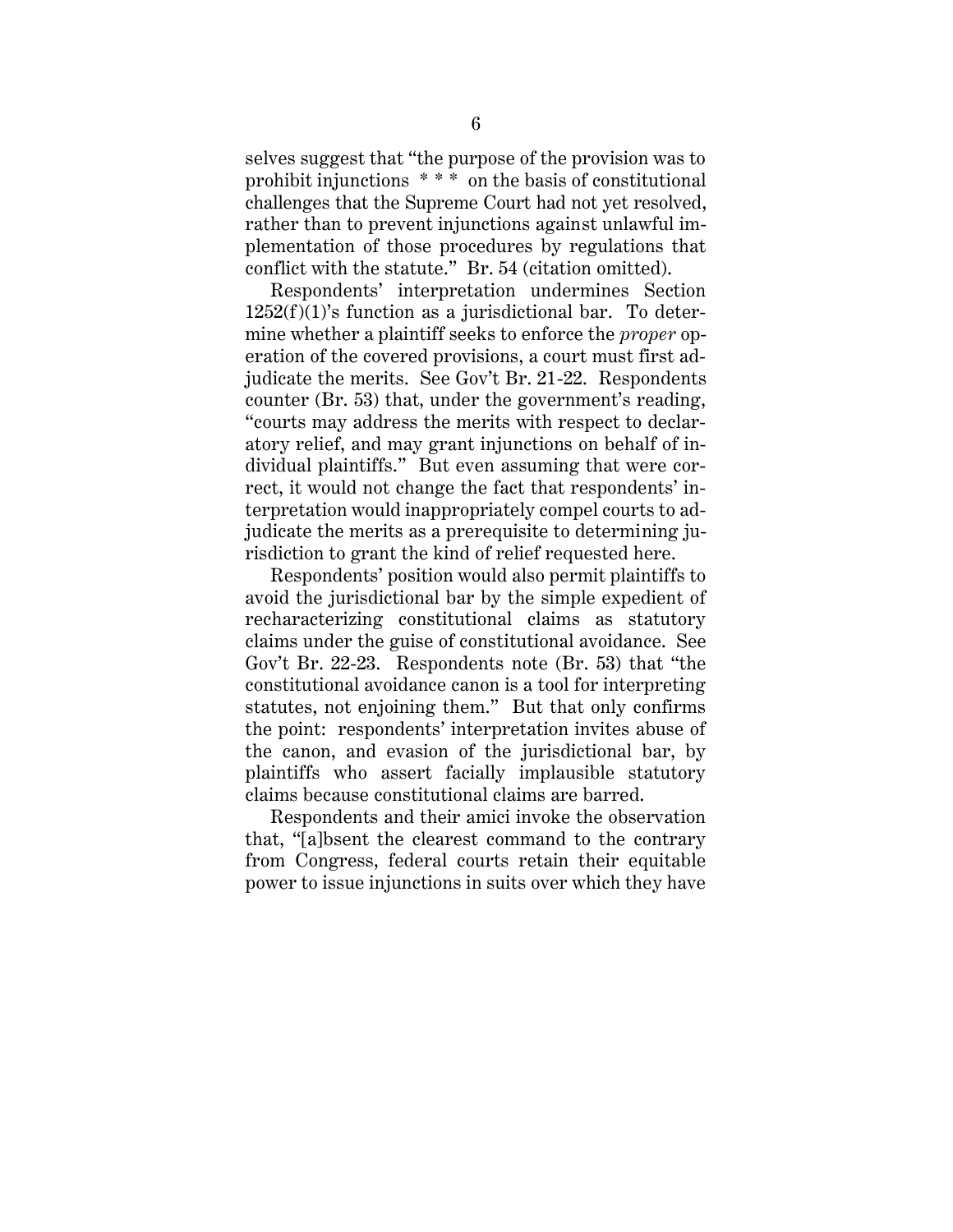selves suggest that "the purpose of the provision was to prohibit injunctions * * * on the basis of constitutional challenges that the Supreme Court had not yet resolved, rather than to prevent injunctions against unlawful implementation of those procedures by regulations that conflict with the statute." Br. 54 (citation omitted).

Respondents' interpretation undermines Section 1252(f)(1)'s function as a jurisdictional bar. To determine whether a plaintiff seeks to enforce the *proper* operation of the covered provisions, a court must first adjudicate the merits. See Gov't Br. 21-22. Respondents counter (Br. 53) that, under the government's reading, "courts may address the merits with respect to declaratory relief, and may grant injunctions on behalf of individual plaintiffs." But even assuming that were correct, it would not change the fact that respondents' interpretation would inappropriately compel courts to adjudicate the merits as a prerequisite to determining jurisdiction to grant the kind of relief requested here.

Respondents' position would also permit plaintiffs to avoid the jurisdictional bar by the simple expedient of recharacterizing constitutional claims as statutory claims under the guise of constitutional avoidance. See Gov't Br. 22-23. Respondents note (Br. 53) that "the constitutional avoidance canon is a tool for interpreting statutes, not enjoining them." But that only confirms the point: respondents' interpretation invites abuse of the canon, and evasion of the jurisdictional bar, by plaintiffs who assert facially implausible statutory claims because constitutional claims are barred.

Respondents and their amici invoke the observation that, "[a]bsent the clearest command to the contrary from Congress, federal courts retain their equitable power to issue injunctions in suits over which they have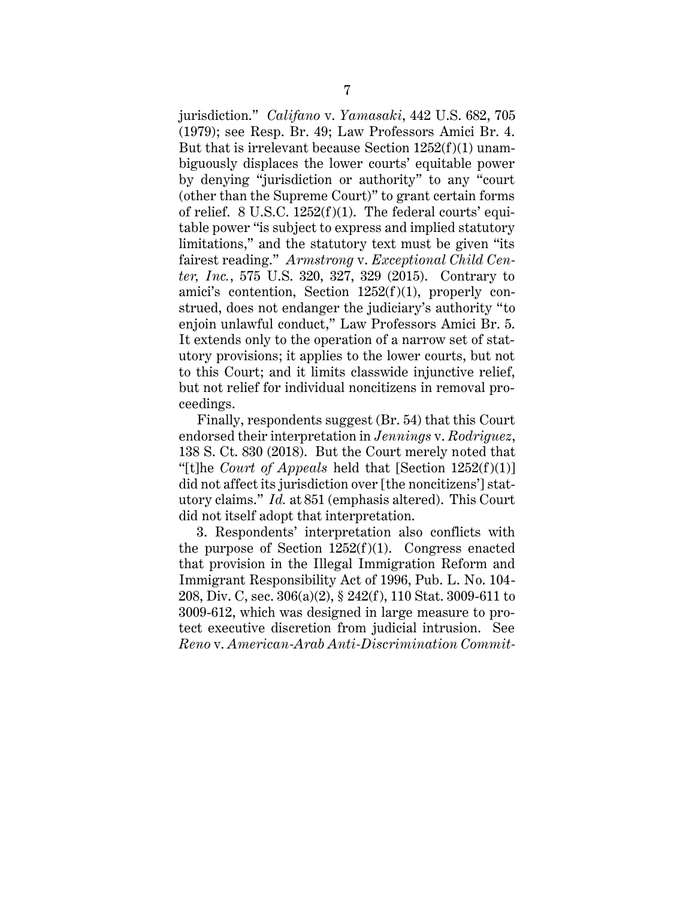jurisdiction." *Califano* v. *Yamasaki*, 442 U.S. 682, 705 (1979); see Resp. Br. 49; Law Professors Amici Br. 4. But that is irrelevant because Section 1252(f)(1) unambiguously displaces the lower courts' equitable power by denying "jurisdiction or authority" to any "court (other than the Supreme Court)" to grant certain forms of relief. 8 U.S.C. 1252(f)(1). The federal courts' equitable power "is subject to express and implied statutory limitations," and the statutory text must be given "its fairest reading." *Armstrong* v. *Exceptional Child Center, Inc.*, 575 U.S. 320, 327, 329 (2015). Contrary to amici's contention, Section 1252(f)(1), properly construed, does not endanger the judiciary's authority "to enjoin unlawful conduct," Law Professors Amici Br. 5. It extends only to the operation of a narrow set of statutory provisions; it applies to the lower courts, but not to this Court; and it limits classwide injunctive relief, but not relief for individual noncitizens in removal proceedings.

Finally, respondents suggest (Br. 54) that this Court endorsed their interpretation in *Jennings* v. *Rodriguez*, 138 S. Ct. 830 (2018). But the Court merely noted that "[t]he *Court of Appeals* held that [Section 1252(f)(1)] did not affect its jurisdiction over [the noncitizens'] statutory claims." *Id.* at 851 (emphasis altered). This Court did not itself adopt that interpretation.

3. Respondents' interpretation also conflicts with the purpose of Section 1252(f)(1). Congress enacted that provision in the Illegal Immigration Reform and Immigrant Responsibility Act of 1996, Pub. L. No. 104-208, Div. C, sec. 306(a)(2), § 242(f), 110 Stat. 3009-611 to 3009-612, which was designed in large measure to protect executive discretion from judicial intrusion. See *Reno* v. *American-Arab Anti-Discrimination Commit-*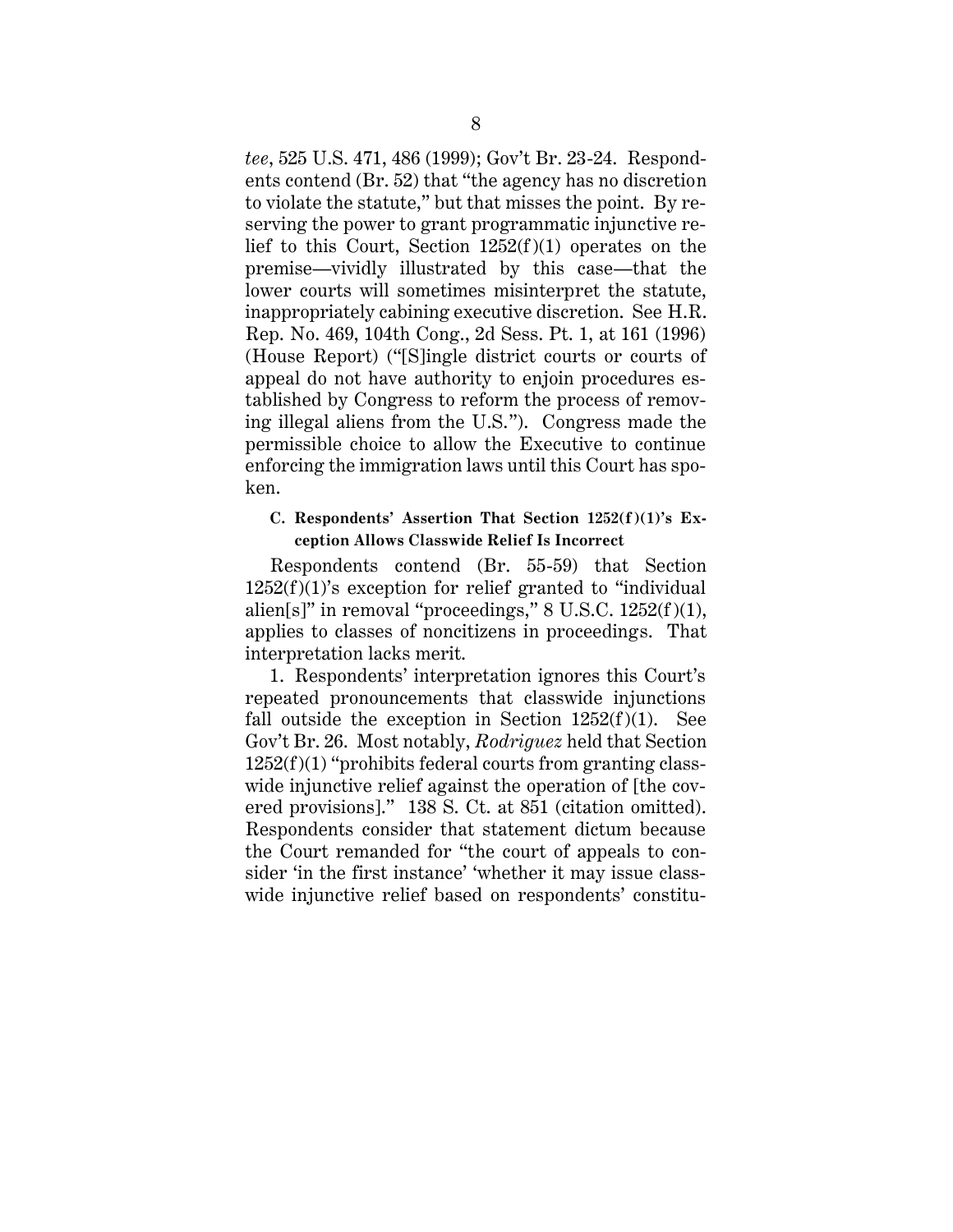*tee*, 525 U.S. 471, 486 (1999); Gov't Br. 23-24. Respondents contend (Br. 52) that "the agency has no discretion to violate the statute," but that misses the point. By reserving the power to grant programmatic injunctive relief to this Court, Section 1252(f)(1) operates on the premise—vividly illustrated by this case—that the lower courts will sometimes misinterpret the statute, inappropriately cabining executive discretion. See H.R. Rep. No. 469, 104th Cong., 2d Sess. Pt. 1, at 161 (1996) (House Report) ("[S]ingle district courts or courts of appeal do not have authority to enjoin procedures established by Congress to reform the process of removing illegal aliens from the U.S."). Congress made the permissible choice to allow the Executive to continue enforcing the immigration laws until this Court has spoken.

### C. Respondents' Assertion That Section 1252(f)(1)'s Exception Allows Classwide Relief Is Incorrect

Respondents contend (Br. 55-59) that Section 1252(f)(1)'s exception for relief granted to "individual alien[s]" in removal "proceedings," 8 U.S.C. 1252(f)(1), applies to classes of noncitizens in proceedings. That interpretation lacks merit.

1. Respondents' interpretation ignores this Court's repeated pronouncements that classwide injunctions fall outside the exception in Section 1252(f)(1). See Gov't Br. 26. Most notably, *Rodriguez* held that Section 1252(f)(1) "prohibits federal courts from granting classwide injunctive relief against the operation of [the covered provisions]." 138 S. Ct. at 851 (citation omitted). Respondents consider that statement dictum because the Court remanded for "the court of appeals to consider 'in the first instance' 'whether it may issue classwide injunctive relief based on respondents' constitu-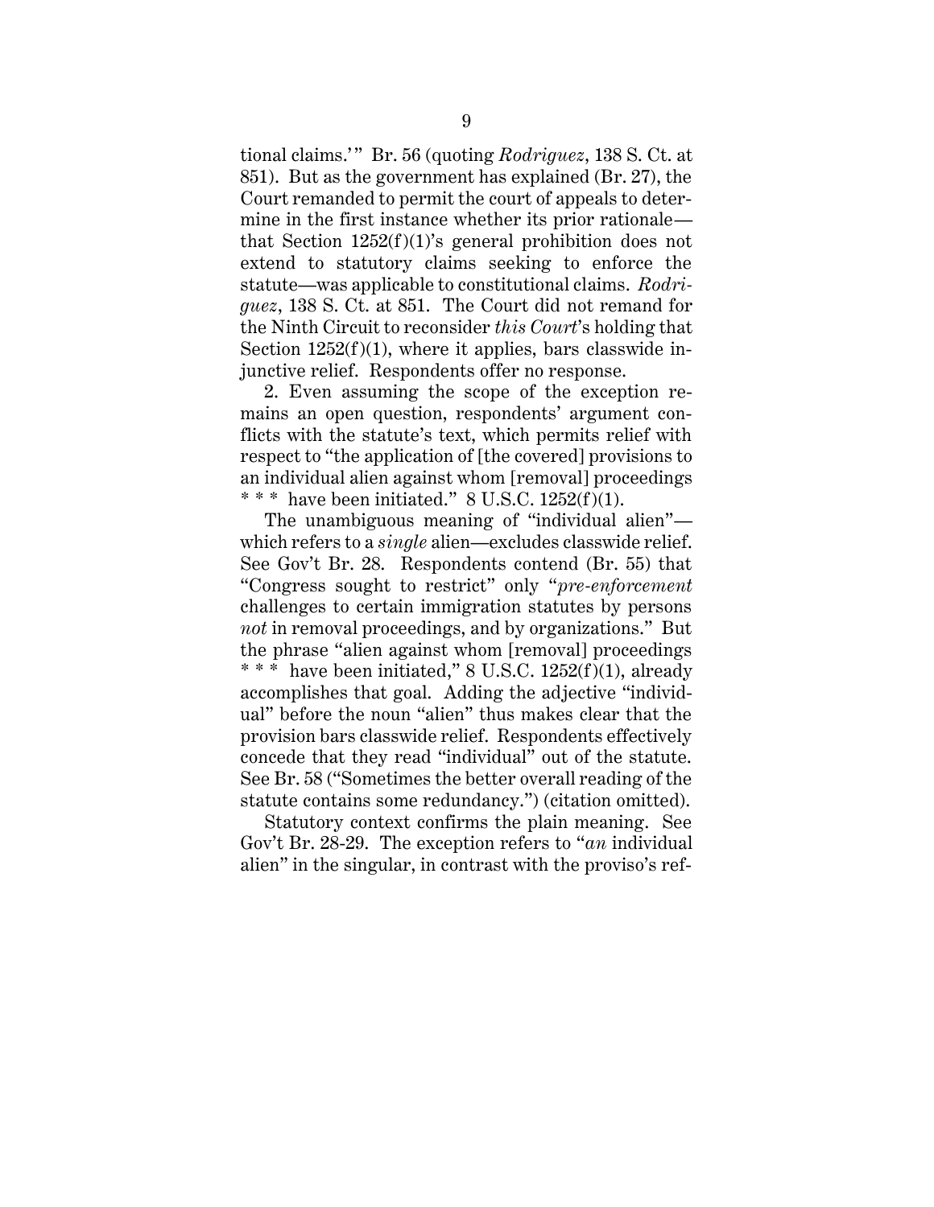tional claims.'" Br. 56 (quoting *Rodriguez*, 138 S. Ct. at 851). But as the government has explained (Br. 27), the Court remanded to permit the court of appeals to determine in the first instance whether its prior rationale—that Section 1252(f)(1)'s general prohibition does not extend to statutory claims seeking to enforce the statute—was applicable to constitutional claims. *Rodriguez*, 138 S. Ct. at 851. The Court did not remand for the Ninth Circuit to reconsider *this Court*'s holding that Section 1252(f)(1), where it applies, bars classwide injunctive relief. Respondents offer no response.

2. Even assuming the scope of the exception remains an open question, respondents' argument conflicts with the statute's text, which permits relief with respect to "the application of [the covered] provisions to an individual alien against whom [removal] proceedings * * * have been initiated." 8 U.S.C. 1252(f)(1).

The unambiguous meaning of "individual alien"—which refers to a *single* alien—excludes classwide relief. See Gov't Br. 28. Respondents contend (Br. 55) that "Congress sought to restrict" only "*pre-enforcement* challenges to certain immigration statutes by persons *not* in removal proceedings, and by organizations." But the phrase "alien against whom [removal] proceedings * * * have been initiated," 8 U.S.C. 1252(f)(1), already accomplishes that goal. Adding the adjective "individual" before the noun "alien" thus makes clear that the provision bars classwide relief. Respondents effectively concede that they read "individual" out of the statute. See Br. 58 ("Sometimes the better overall reading of the statute contains some redundancy.") (citation omitted).

Statutory context confirms the plain meaning. See Gov't Br. 28-29. The exception refers to "*an* individual alien" in the singular, in contrast with the proviso's ref-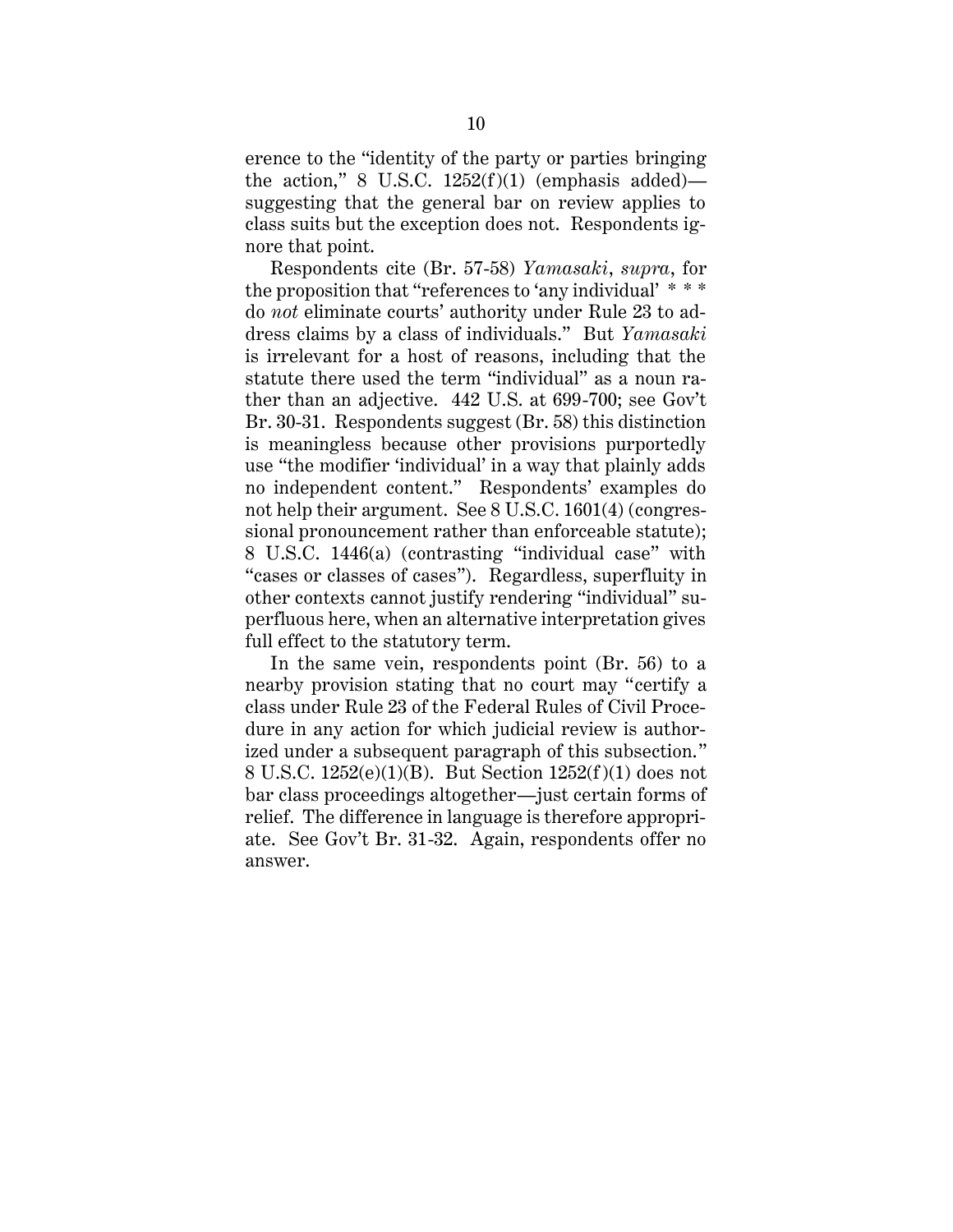erence to the "identity of the party or parties bringing the action," 8 U.S.C. 1252(f)(1) (emphasis added)—suggesting that the general bar on review applies to class suits but the exception does not. Respondents ignore that point.

Respondents cite (Br. 57-58) *Yamasaki*, *supra*, for the proposition that "references to 'any individual' * * * do *not* eliminate courts' authority under Rule 23 to address claims by a class of individuals." But *Yamasaki* is irrelevant for a host of reasons, including that the statute there used the term "individual" as a noun rather than an adjective. 442 U.S. at 699-700; see Gov't Br. 30-31. Respondents suggest (Br. 58) this distinction is meaningless because other provisions purportedly use "the modifier 'individual' in a way that plainly adds no independent content." Respondents' examples do not help their argument. See 8 U.S.C. 1601(4) (congressional pronouncement rather than enforceable statute); 8 U.S.C. 1446(a) (contrasting "individual case" with "cases or classes of cases"). Regardless, superfluity in other contexts cannot justify rendering "individual" superfluous here, when an alternative interpretation gives full effect to the statutory term.

In the same vein, respondents point (Br. 56) to a nearby provision stating that no court may "certify a class under Rule 23 of the Federal Rules of Civil Procedure in any action for which judicial review is authorized under a subsequent paragraph of this subsection." 8 U.S.C. 1252(e)(1)(B). But Section 1252(f)(1) does not bar class proceedings altogether—just certain forms of relief. The difference in language is therefore appropriate. See Gov't Br. 31-32. Again, respondents offer no answer.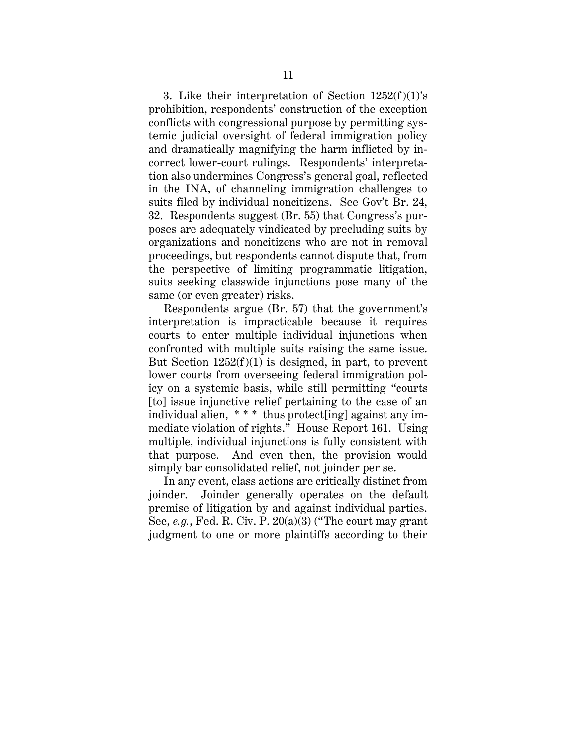3. Like their interpretation of Section 1252(f)(1)'s prohibition, respondents' construction of the exception conflicts with congressional purpose by permitting systemic judicial oversight of federal immigration policy and dramatically magnifying the harm inflicted by incorrect lower-court rulings. Respondents' interpretation also undermines Congress's general goal, reflected in the INA, of channeling immigration challenges to suits filed by individual noncitizens. See Gov't Br. 24, 32. Respondents suggest (Br. 55) that Congress's purposes are adequately vindicated by precluding suits by organizations and noncitizens who are not in removal proceedings, but respondents cannot dispute that, from the perspective of limiting programmatic litigation, suits seeking classwide injunctions pose many of the same (or even greater) risks.

Respondents argue (Br. 57) that the government's interpretation is impracticable because it requires courts to enter multiple individual injunctions when confronted with multiple suits raising the same issue. But Section 1252(f)(1) is designed, in part, to prevent lower courts from overseeing federal immigration policy on a systemic basis, while still permitting "courts [to] issue injunctive relief pertaining to the case of an individual alien, * * * thus protect[ing] against any immediate violation of rights." House Report 161. Using multiple, individual injunctions is fully consistent with that purpose. And even then, the provision would simply bar consolidated relief, not joinder per se.

In any event, class actions are critically distinct from joinder. Joinder generally operates on the default premise of litigation by and against individual parties. See, *e.g.*, Fed. R. Civ. P. 20(a)(3) ("The court may grant judgment to one or more plaintiffs according to their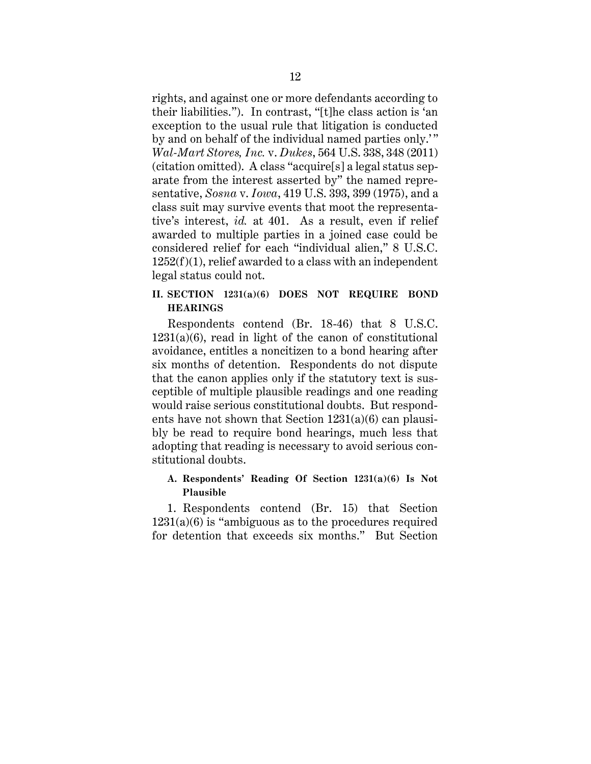rights, and against one or more defendants according to their liabilities."). In contrast, "[t]he class action is 'an exception to the usual rule that litigation is conducted by and on behalf of the individual named parties only.'" *Wal-Mart Stores, Inc.* v. *Dukes*, 564 U.S. 338, 348 (2011) (citation omitted). A class "acquire[s] a legal status separate from the interest asserted by" the named representative, *Sosna* v. *Iowa*, 419 U.S. 393, 399 (1975), and a class suit may survive events that moot the representative's interest, *id.* at 401. As a result, even if relief awarded to multiple parties in a joined case could be considered relief for each "individual alien," 8 U.S.C. 1252(f)(1), relief awarded to a class with an independent legal status could not.

## II. SECTION 1231(a)(6) DOES NOT REQUIRE BOND HEARINGS

Respondents contend (Br. 18-46) that 8 U.S.C. 1231(a)(6), read in light of the canon of constitutional avoidance, entitles a noncitizen to a bond hearing after six months of detention. Respondents do not dispute that the canon applies only if the statutory text is susceptible of multiple plausible readings and one reading would raise serious constitutional doubts. But respondents have not shown that Section 1231(a)(6) can plausibly be read to require bond hearings, much less that adopting that reading is necessary to avoid serious constitutional doubts.

### A. Respondents' Reading Of Section 1231(a)(6) Is Not Plausible

1. Respondents contend (Br. 15) that Section 1231(a)(6) is "ambiguous as to the procedures required for detention that exceeds six months." But Section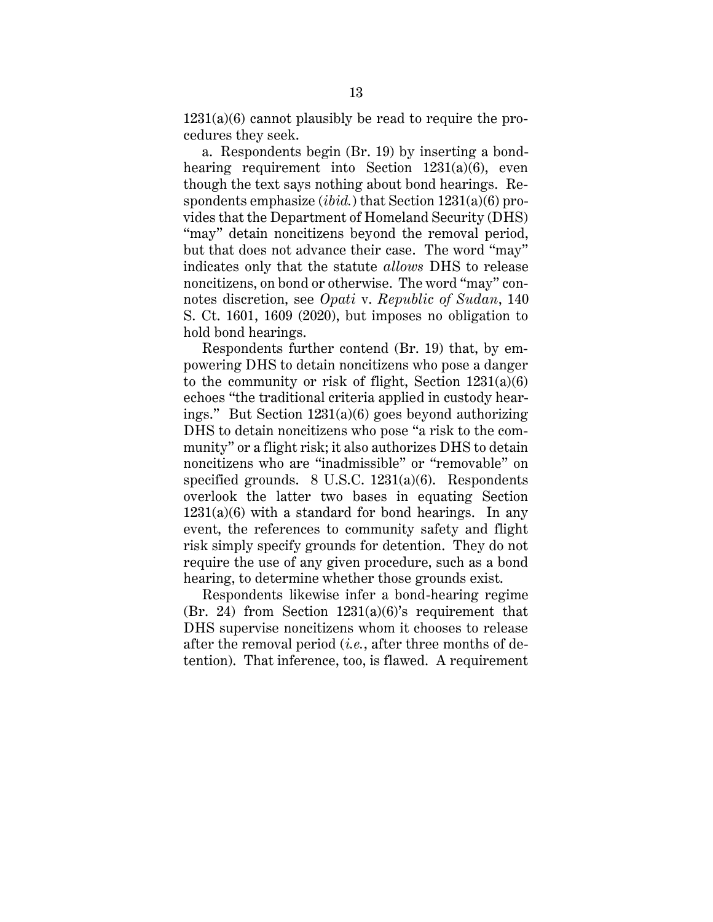1231(a)(6) cannot plausibly be read to require the procedures they seek.

a. Respondents begin (Br. 19) by inserting a bond-hearing requirement into Section 1231(a)(6), even though the text says nothing about bond hearings. Respondents emphasize (*ibid.*) that Section 1231(a)(6) provides that the Department of Homeland Security (DHS) "may" detain noncitizens beyond the removal period, but that does not advance their case. The word "may" indicates only that the statute *allows* DHS to release noncitizens, on bond or otherwise. The word "may" connotes discretion, see *Opati* v. *Republic of Sudan*, 140 S. Ct. 1601, 1609 (2020), but imposes no obligation to hold bond hearings.

Respondents further contend (Br. 19) that, by empowering DHS to detain noncitizens who pose a danger to the community or risk of flight, Section 1231(a)(6) echoes "the traditional criteria applied in custody hearings." But Section 1231(a)(6) goes beyond authorizing DHS to detain noncitizens who pose "a risk to the community" or a flight risk; it also authorizes DHS to detain noncitizens who are "inadmissible" or "removable" on specified grounds. 8 U.S.C. 1231(a)(6). Respondents overlook the latter two bases in equating Section 1231(a)(6) with a standard for bond hearings. In any event, the references to community safety and flight risk simply specify grounds for detention. They do not require the use of any given procedure, such as a bond hearing, to determine whether those grounds exist.

Respondents likewise infer a bond-hearing regime (Br. 24) from Section 1231(a)(6)'s requirement that DHS supervise noncitizens whom it chooses to release after the removal period (*i.e.*, after three months of detention). That inference, too, is flawed. A requirement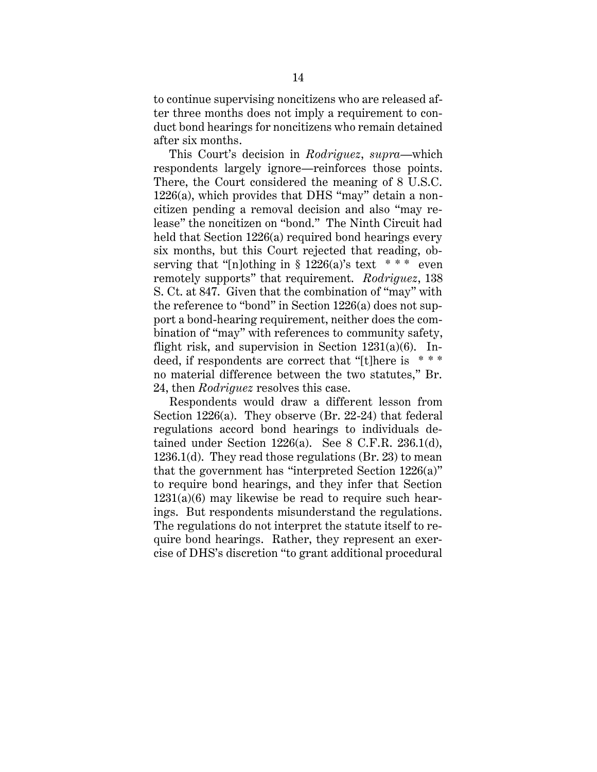to continue supervising noncitizens who are released after three months does not imply a requirement to conduct bond hearings for noncitizens who remain detained after six months.

This Court's decision in *Rodriguez*, *supra*—which respondents largely ignore—reinforces those points. There, the Court considered the meaning of 8 U.S.C. 1226(a), which provides that DHS "may" detain a noncitizen pending a removal decision and also "may release" the noncitizen on "bond." The Ninth Circuit had held that Section 1226(a) required bond hearings every six months, but this Court rejected that reading, observing that "[n]othing in § 1226(a)'s text * * * even remotely supports" that requirement. *Rodriguez*, 138 S. Ct. at 847. Given that the combination of "may" with the reference to "bond" in Section 1226(a) does not support a bond-hearing requirement, neither does the combination of "may" with references to community safety, flight risk, and supervision in Section 1231(a)(6). Indeed, if respondents are correct that "[t]here is * * * no material difference between the two statutes," Br. 24, then *Rodriguez* resolves this case.

Respondents would draw a different lesson from Section 1226(a). They observe (Br. 22-24) that federal regulations accord bond hearings to individuals detained under Section 1226(a). See 8 C.F.R. 236.1(d), 1236.1(d). They read those regulations (Br. 23) to mean that the government has "interpreted Section 1226(a)" to require bond hearings, and they infer that Section 1231(a)(6) may likewise be read to require such hearings. But respondents misunderstand the regulations. The regulations do not interpret the statute itself to require bond hearings. Rather, they represent an exercise of DHS's discretion "to grant additional procedural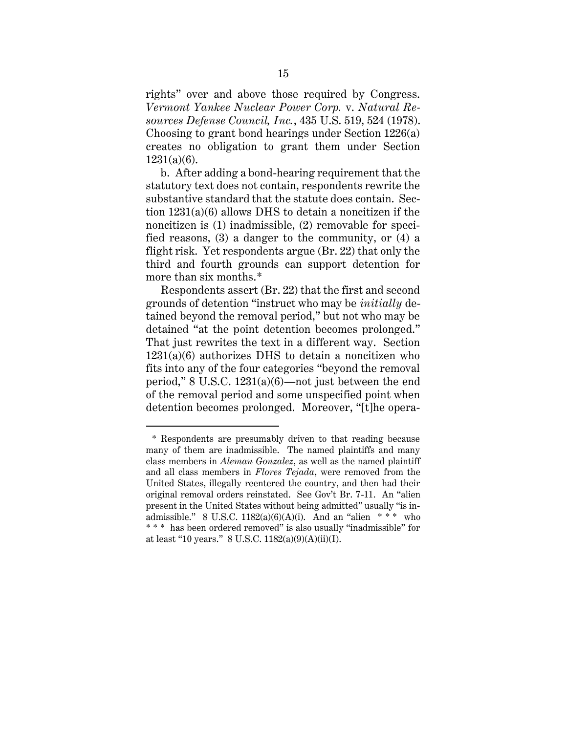rights" over and above those required by Congress. *Vermont Yankee Nuclear Power Corp.* v. *Natural Resources Defense Council, Inc.*, 435 U.S. 519, 524 (1978). Choosing to grant bond hearings under Section 1226(a) creates no obligation to grant them under Section 1231(a)(6).

b. After adding a bond-hearing requirement that the statutory text does not contain, respondents rewrite the substantive standard that the statute does contain. Section 1231(a)(6) allows DHS to detain a noncitizen if the noncitizen is (1) inadmissible, (2) removable for specified reasons, (3) a danger to the community, or (4) a flight risk. Yet respondents argue (Br. 22) that only the third and fourth grounds can support detention for more than six months.*

Respondents assert (Br. 22) that the first and second grounds of detention "instruct who may be *initially* detained beyond the removal period," but not who may be detained "at the point detention becomes prolonged." That just rewrites the text in a different way. Section 1231(a)(6) authorizes DHS to detain a noncitizen who fits into any of the four categories "beyond the removal period," 8 U.S.C. 1231(a)(6)—not just between the end of the removal period and some unspecified point when detention becomes prolonged. Moreover, "[t]he opera-

---

* Respondents are presumably driven to that reading because many of them are inadmissible. The named plaintiffs and many class members in *Aleman Gonzalez*, as well as the named plaintiff and all class members in *Flores Tejada*, were removed from the United States, illegally reentered the country, and then had their original removal orders reinstated. See Gov't Br. 7-11. An "alien present in the United States without being admitted" usually "is inadmissible." 8 U.S.C. 1182(a)(6)(A)(i). And an "alien * * * who * * * has been ordered removed" is also usually "inadmissible" for at least "10 years." 8 U.S.C. 1182(a)(9)(A)(ii)(I).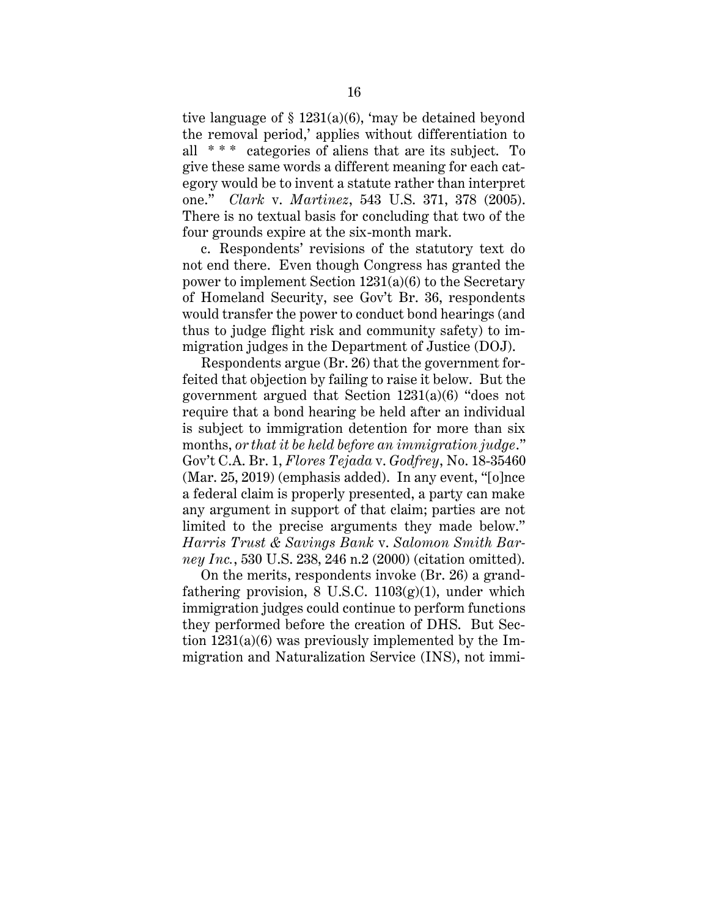tive language of § 1231(a)(6), 'may be detained beyond the removal period,' applies without differentiation to all * * * categories of aliens that are its subject. To give these same words a different meaning for each category would be to invent a statute rather than interpret one." *Clark* v. *Martinez*, 543 U.S. 371, 378 (2005). There is no textual basis for concluding that two of the four grounds expire at the six-month mark.

c. Respondents' revisions of the statutory text do not end there. Even though Congress has granted the power to implement Section 1231(a)(6) to the Secretary of Homeland Security, see Gov't Br. 36, respondents would transfer the power to conduct bond hearings (and thus to judge flight risk and community safety) to immigration judges in the Department of Justice (DOJ).

Respondents argue (Br. 26) that the government forfeited that objection by failing to raise it below. But the government argued that Section 1231(a)(6) "does not require that a bond hearing be held after an individual is subject to immigration detention for more than six months, *or that it be held before an immigration judge*." Gov't C.A. Br. 1, *Flores Tejada* v. *Godfrey*, No. 18-35460 (Mar. 25, 2019) (emphasis added). In any event, "[o]nce a federal claim is properly presented, a party can make any argument in support of that claim; parties are not limited to the precise arguments they made below." *Harris Trust & Savings Bank* v. *Salomon Smith Barney Inc.*, 530 U.S. 238, 246 n.2 (2000) (citation omitted).

On the merits, respondents invoke (Br. 26) a grandfathering provision, 8 U.S.C. 1103(g)(1), under which immigration judges could continue to perform functions they performed before the creation of DHS. But Section 1231(a)(6) was previously implemented by the Immigration and Naturalization Service (INS), not immi-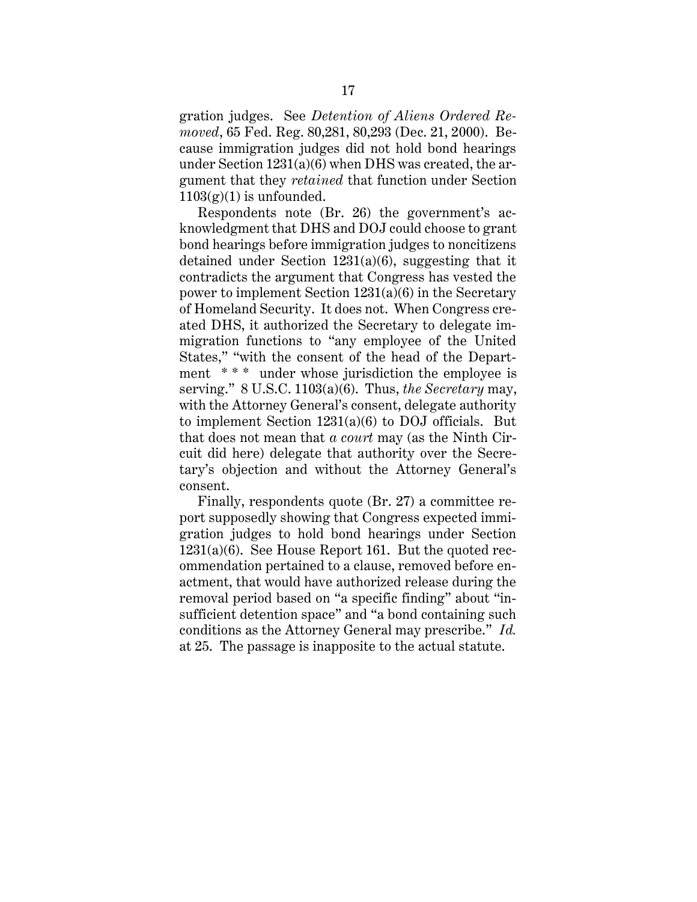gration judges. See *Detention of Aliens Ordered Removed*, 65 Fed. Reg. 80,281, 80,293 (Dec. 21, 2000). Because immigration judges did not hold bond hearings under Section 1231(a)(6) when DHS was created, the argument that they *retained* that function under Section 1103(g)(1) is unfounded.

Respondents note (Br. 26) the government's acknowledgment that DHS and DOJ could choose to grant bond hearings before immigration judges to noncitizens detained under Section 1231(a)(6), suggesting that it contradicts the argument that Congress has vested the power to implement Section 1231(a)(6) in the Secretary of Homeland Security. It does not. When Congress created DHS, it authorized the Secretary to delegate immigration functions to "any employee of the United States," "with the consent of the head of the Department * * * under whose jurisdiction the employee is serving." 8 U.S.C. 1103(a)(6). Thus, *the Secretary* may, with the Attorney General's consent, delegate authority to implement Section 1231(a)(6) to DOJ officials. But that does not mean that *a court* may (as the Ninth Circuit did here) delegate that authority over the Secretary's objection and without the Attorney General's consent.

Finally, respondents quote (Br. 27) a committee report supposedly showing that Congress expected immigration judges to hold bond hearings under Section 1231(a)(6). See House Report 161. But the quoted recommendation pertained to a clause, removed before enactment, that would have authorized release during the removal period based on "a specific finding" about "insufficient detention space" and "a bond containing such conditions as the Attorney General may prescribe." *Id.* at 25. The passage is inapposite to the actual statute.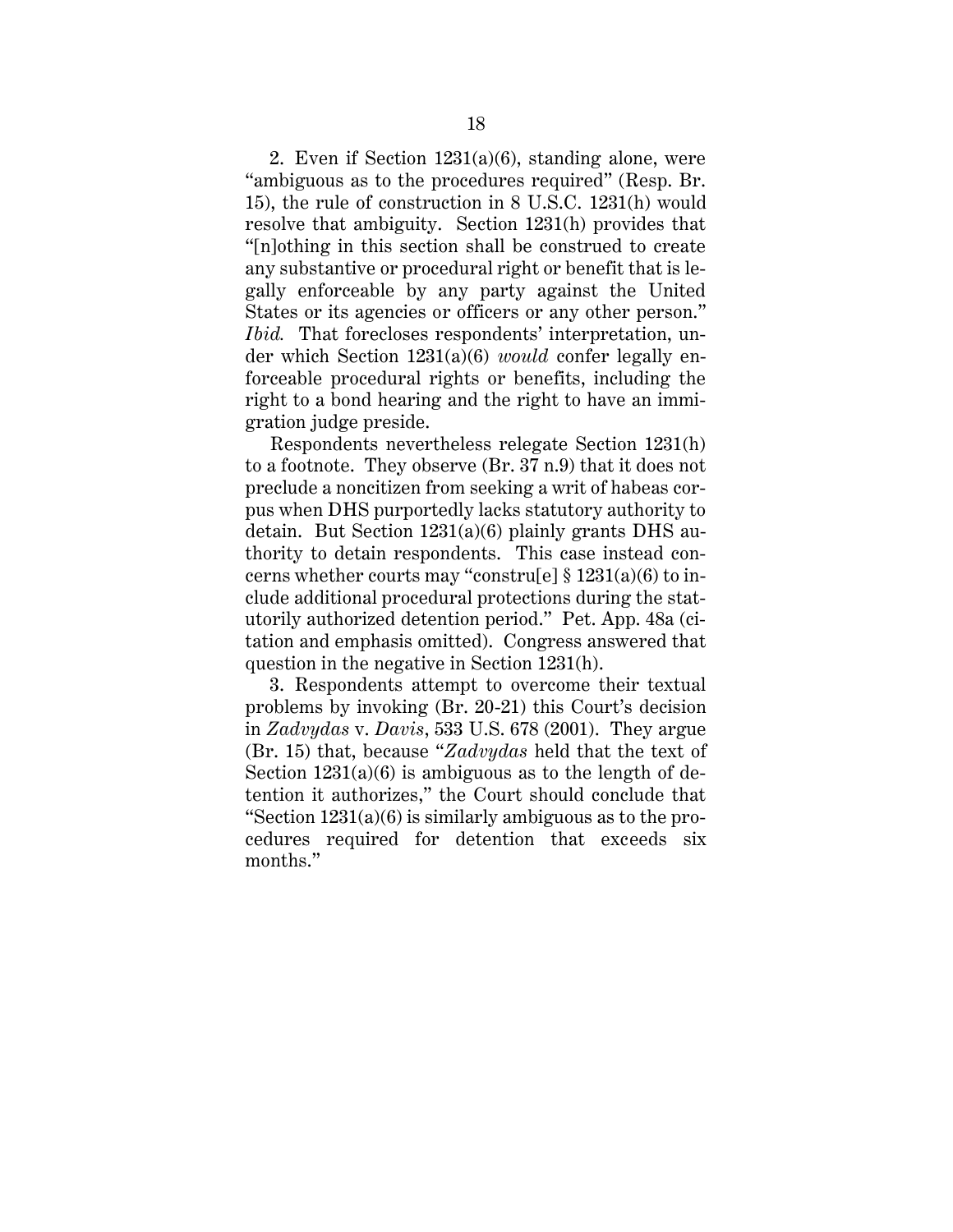2. Even if Section 1231(a)(6), standing alone, were "ambiguous as to the procedures required" (Resp. Br. 15), the rule of construction in 8 U.S.C. 1231(h) would resolve that ambiguity. Section 1231(h) provides that "[n]othing in this section shall be construed to create any substantive or procedural right or benefit that is legally enforceable by any party against the United States or its agencies or officers or any other person." *Ibid.* That forecloses respondents' interpretation, under which Section 1231(a)(6) *would* confer legally enforceable procedural rights or benefits, including the right to a bond hearing and the right to have an immigration judge preside.

Respondents nevertheless relegate Section 1231(h) to a footnote. They observe (Br. 37 n.9) that it does not preclude a noncitizen from seeking a writ of habeas corpus when DHS purportedly lacks statutory authority to detain. But Section 1231(a)(6) plainly grants DHS authority to detain respondents. This case instead concerns whether courts may "constru[e] § 1231(a)(6) to include additional procedural protections during the statutorily authorized detention period." Pet. App. 48a (citation and emphasis omitted). Congress answered that question in the negative in Section 1231(h).

3. Respondents attempt to overcome their textual problems by invoking (Br. 20-21) this Court's decision in *Zadvydas* v. *Davis*, 533 U.S. 678 (2001). They argue (Br. 15) that, because "*Zadvydas* held that the text of Section 1231(a)(6) is ambiguous as to the length of detention it authorizes," the Court should conclude that "Section 1231(a)(6) is similarly ambiguous as to the procedures required for detention that exceeds six months."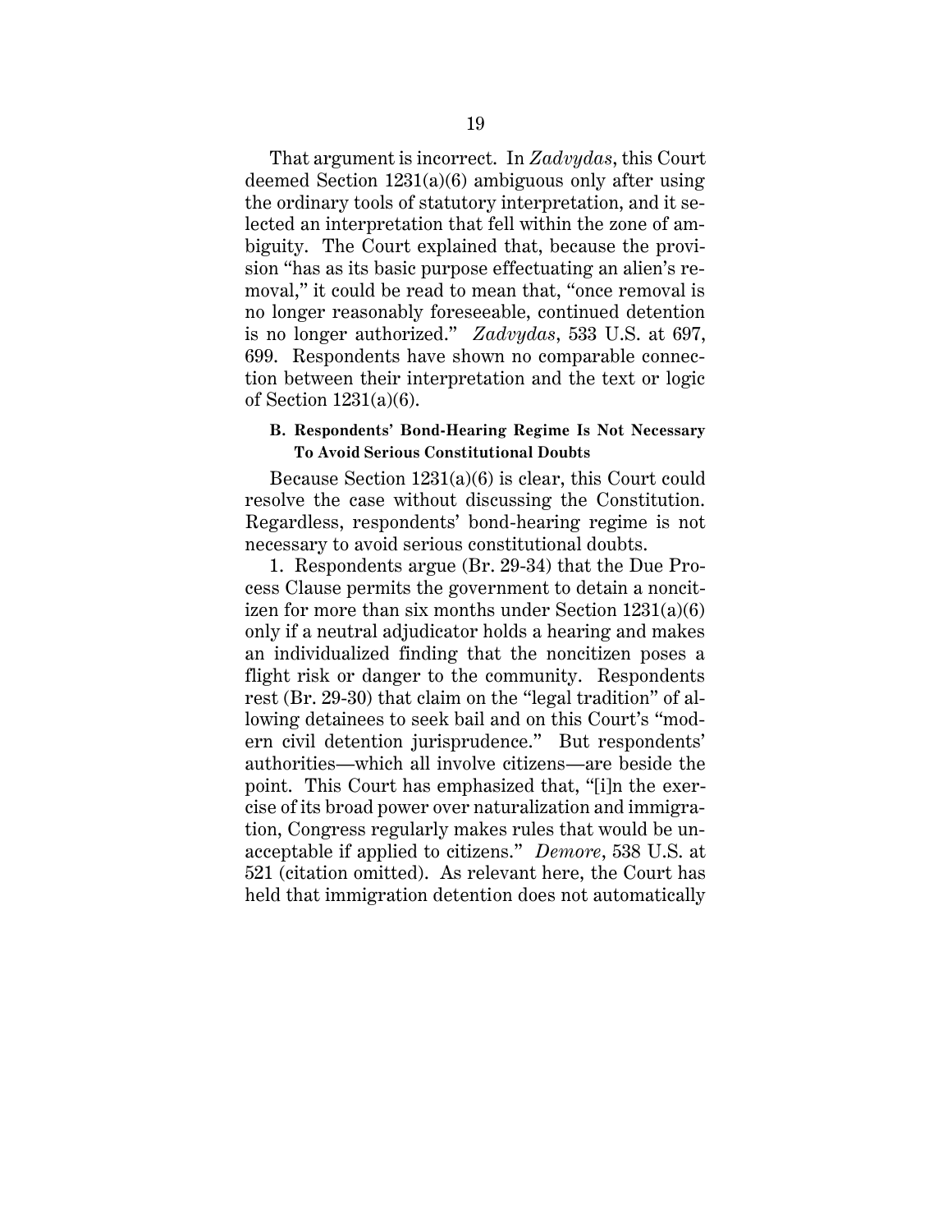That argument is incorrect. In *Zadvydas*, this Court deemed Section 1231(a)(6) ambiguous only after using the ordinary tools of statutory interpretation, and it selected an interpretation that fell within the zone of ambiguity. The Court explained that, because the provision "has as its basic purpose effectuating an alien's removal," it could be read to mean that, "once removal is no longer reasonably foreseeable, continued detention is no longer authorized." *Zadvydas*, 533 U.S. at 697, 699. Respondents have shown no comparable connection between their interpretation and the text or logic of Section 1231(a)(6).

### B. Respondents' Bond-Hearing Regime Is Not Necessary To Avoid Serious Constitutional Doubts

Because Section 1231(a)(6) is clear, this Court could resolve the case without discussing the Constitution. Regardless, respondents' bond-hearing regime is not necessary to avoid serious constitutional doubts.

1. Respondents argue (Br. 29-34) that the Due Process Clause permits the government to detain a noncitizen for more than six months under Section 1231(a)(6) only if a neutral adjudicator holds a hearing and makes an individualized finding that the noncitizen poses a flight risk or danger to the community. Respondents rest (Br. 29-30) that claim on the "legal tradition" of allowing detainees to seek bail and on this Court's "modern civil detention jurisprudence." But respondents' authorities—which all involve citizens—are beside the point. This Court has emphasized that, "[i]n the exercise of its broad power over naturalization and immigration, Congress regularly makes rules that would be unacceptable if applied to citizens." *Demore*, 538 U.S. at 521 (citation omitted). As relevant here, the Court has held that immigration detention does not automatically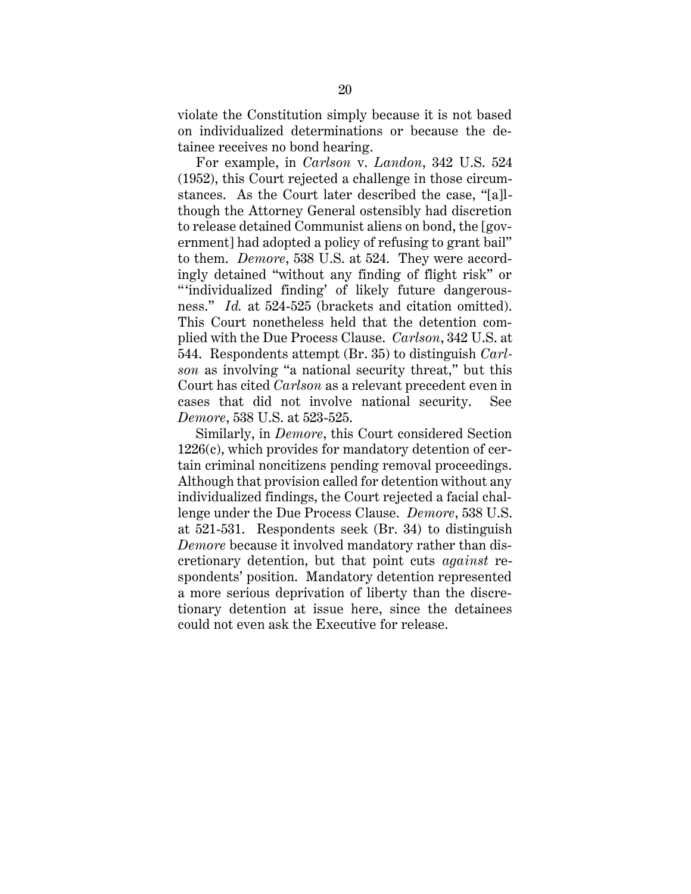violate the Constitution simply because it is not based on individualized determinations or because the detainee receives no bond hearing.

For example, in *Carlson* v. *Landon*, 342 U.S. 524 (1952), this Court rejected a challenge in those circumstances. As the Court later described the case, "[a]lthough the Attorney General ostensibly had discretion to release detained Communist aliens on bond, the [government] had adopted a policy of refusing to grant bail" to them. *Demore*, 538 U.S. at 524. They were accordingly detained "without any finding of flight risk" or "'individualized finding' of likely future dangerousness." *Id.* at 524-525 (brackets and citation omitted). This Court nonetheless held that the detention complied with the Due Process Clause. *Carlson*, 342 U.S. at 544. Respondents attempt (Br. 35) to distinguish *Carlson* as involving "a national security threat," but this Court has cited *Carlson* as a relevant precedent even in cases that did not involve national security. See *Demore*, 538 U.S. at 523-525.

Similarly, in *Demore*, this Court considered Section 1226(c), which provides for mandatory detention of certain criminal noncitizens pending removal proceedings. Although that provision called for detention without any individualized findings, the Court rejected a facial challenge under the Due Process Clause. *Demore*, 538 U.S. at 521-531. Respondents seek (Br. 34) to distinguish *Demore* because it involved mandatory rather than discretionary detention, but that point cuts *against* respondents' position. Mandatory detention represented a more serious deprivation of liberty than the discretionary detention at issue here, since the detainees could not even ask the Executive for release.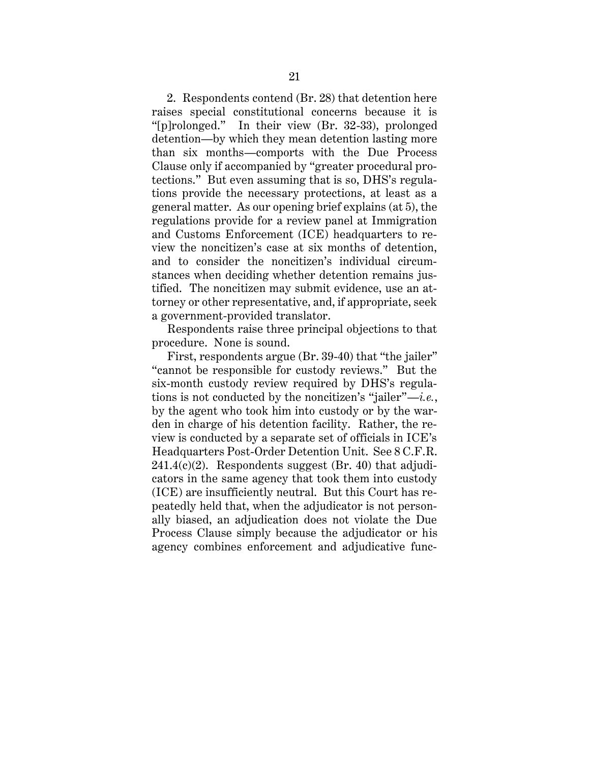2. Respondents contend (Br. 28) that detention here raises special constitutional concerns because it is "[p]rolonged." In their view (Br. 32-33), prolonged detention—by which they mean detention lasting more than six months—comports with the Due Process Clause only if accompanied by "greater procedural protections." But even assuming that is so, DHS's regulations provide the necessary protections, at least as a general matter. As our opening brief explains (at 5), the regulations provide for a review panel at Immigration and Customs Enforcement (ICE) headquarters to review the noncitizen's case at six months of detention, and to consider the noncitizen's individual circumstances when deciding whether detention remains justified. The noncitizen may submit evidence, use an attorney or other representative, and, if appropriate, seek a government-provided translator.

Respondents raise three principal objections to that procedure. None is sound.

First, respondents argue (Br. 39-40) that "the jailer" "cannot be responsible for custody reviews." But the six-month custody review required by DHS's regulations is not conducted by the noncitizen's "jailer"—*i.e.*, by the agent who took him into custody or by the warden in charge of his detention facility. Rather, the review is conducted by a separate set of officials in ICE's Headquarters Post-Order Detention Unit. See 8 C.F.R. 241.4(c)(2). Respondents suggest (Br. 40) that adjudicators in the same agency that took them into custody (ICE) are insufficiently neutral. But this Court has repeatedly held that, when the adjudicator is not personally biased, an adjudication does not violate the Due Process Clause simply because the adjudicator or his agency combines enforcement and adjudicative func-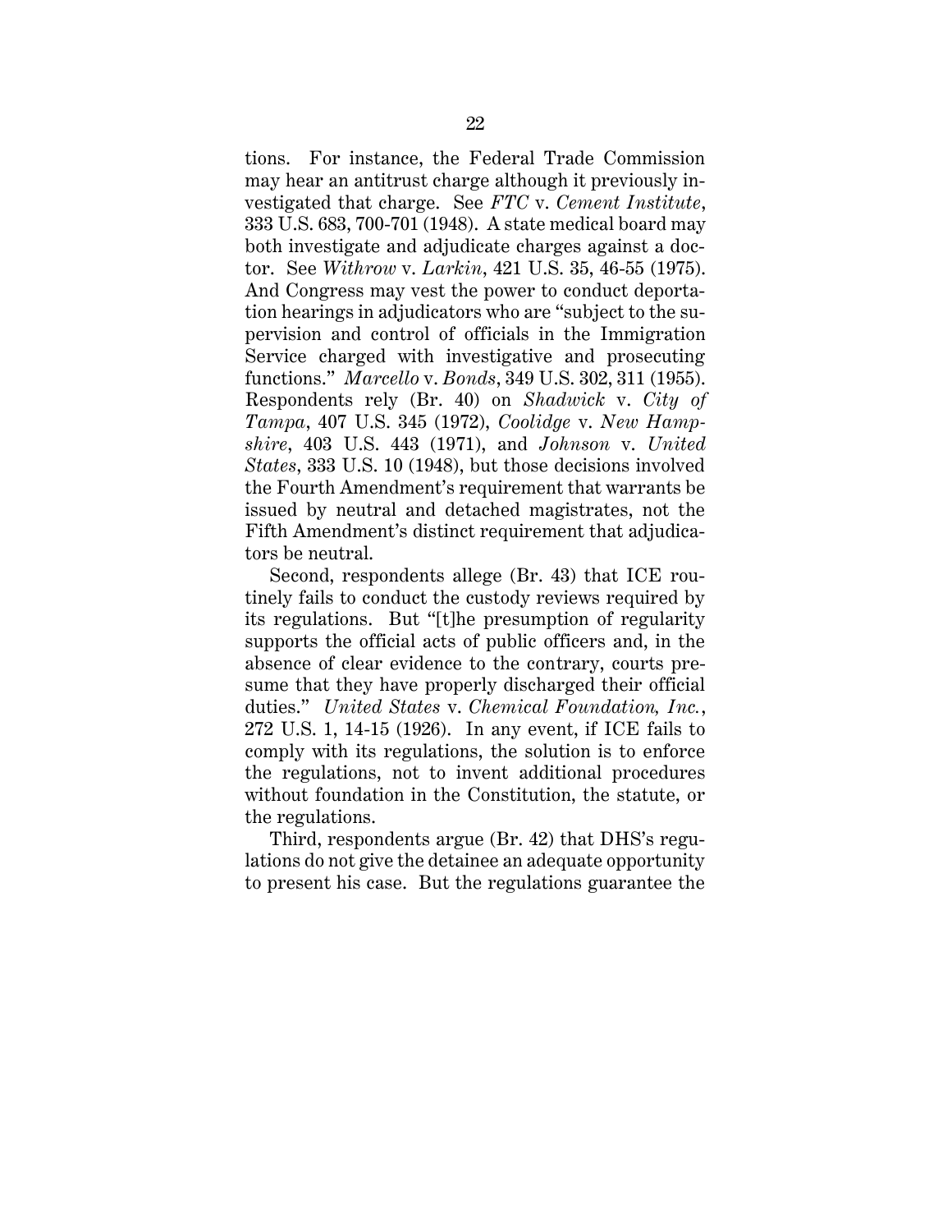tions. For instance, the Federal Trade Commission may hear an antitrust charge although it previously investigated that charge. See *FTC* v. *Cement Institute*, 333 U.S. 683, 700-701 (1948). A state medical board may both investigate and adjudicate charges against a doctor. See *Withrow* v. *Larkin*, 421 U.S. 35, 46-55 (1975). And Congress may vest the power to conduct deportation hearings in adjudicators who are "subject to the supervision and control of officials in the Immigration Service charged with investigative and prosecuting functions." *Marcello* v. *Bonds*, 349 U.S. 302, 311 (1955). Respondents rely (Br. 40) on *Shadwick* v. *City of Tampa*, 407 U.S. 345 (1972), *Coolidge* v. *New Hampshire*, 403 U.S. 443 (1971), and *Johnson* v. *United States*, 333 U.S. 10 (1948), but those decisions involved the Fourth Amendment's requirement that warrants be issued by neutral and detached magistrates, not the Fifth Amendment's distinct requirement that adjudicators be neutral.

Second, respondents allege (Br. 43) that ICE routinely fails to conduct the custody reviews required by its regulations. But "[t]he presumption of regularity supports the official acts of public officers and, in the absence of clear evidence to the contrary, courts presume that they have properly discharged their official duties." *United States* v. *Chemical Foundation, Inc.*, 272 U.S. 1, 14-15 (1926). In any event, if ICE fails to comply with its regulations, the solution is to enforce the regulations, not to invent additional procedures without foundation in the Constitution, the statute, or the regulations.

Third, respondents argue (Br. 42) that DHS's regulations do not give the detainee an adequate opportunity to present his case. But the regulations guarantee the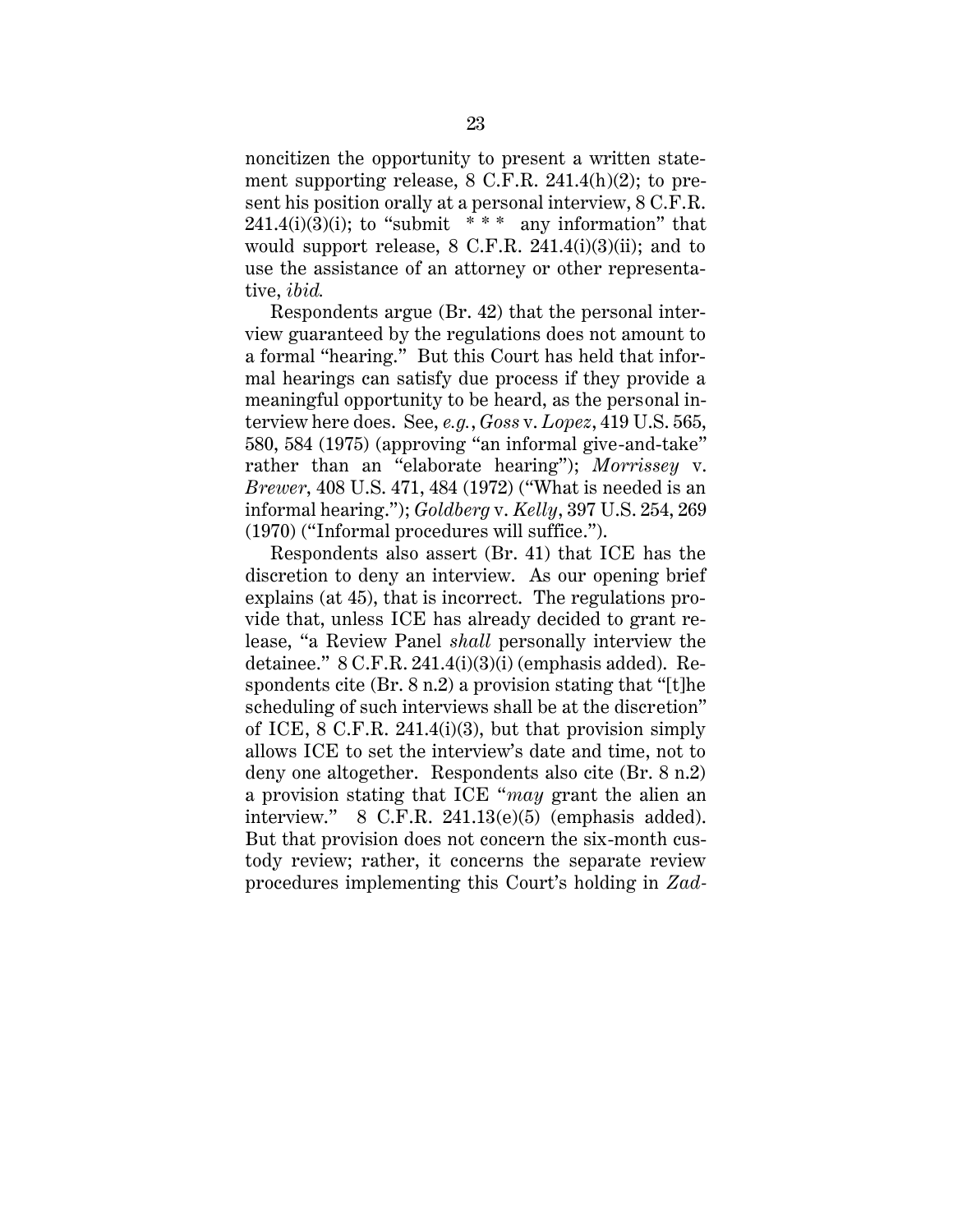noncitizen the opportunity to present a written statement supporting release, 8 C.F.R. 241.4(h)(2); to present his position orally at a personal interview, 8 C.F.R. 241.4(i)(3)(i); to "submit * * * any information" that would support release, 8 C.F.R. 241.4(i)(3)(ii); and to use the assistance of an attorney or other representative, *ibid.*

Respondents argue (Br. 42) that the personal interview guaranteed by the regulations does not amount to a formal "hearing." But this Court has held that informal hearings can satisfy due process if they provide a meaningful opportunity to be heard, as the personal interview here does. See, *e.g.*, *Goss* v. *Lopez*, 419 U.S. 565, 580, 584 (1975) (approving "an informal give-and-take" rather than an "elaborate hearing"); *Morrissey* v. *Brewer*, 408 U.S. 471, 484 (1972) ("What is needed is an informal hearing."); *Goldberg* v. *Kelly*, 397 U.S. 254, 269 (1970) ("Informal procedures will suffice.").

Respondents also assert (Br. 41) that ICE has the discretion to deny an interview. As our opening brief explains (at 45), that is incorrect. The regulations provide that, unless ICE has already decided to grant release, "a Review Panel *shall* personally interview the detainee." 8 C.F.R. 241.4(i)(3)(i) (emphasis added). Respondents cite (Br. 8 n.2) a provision stating that "[t]he scheduling of such interviews shall be at the discretion" of ICE, 8 C.F.R. 241.4(i)(3), but that provision simply allows ICE to set the interview's date and time, not to deny one altogether. Respondents also cite (Br. 8 n.2) a provision stating that ICE "*may* grant the alien an interview." 8 C.F.R. 241.13(e)(5) (emphasis added). But that provision does not concern the six-month custody review; rather, it concerns the separate review procedures implementing this Court's holding in *Zad-*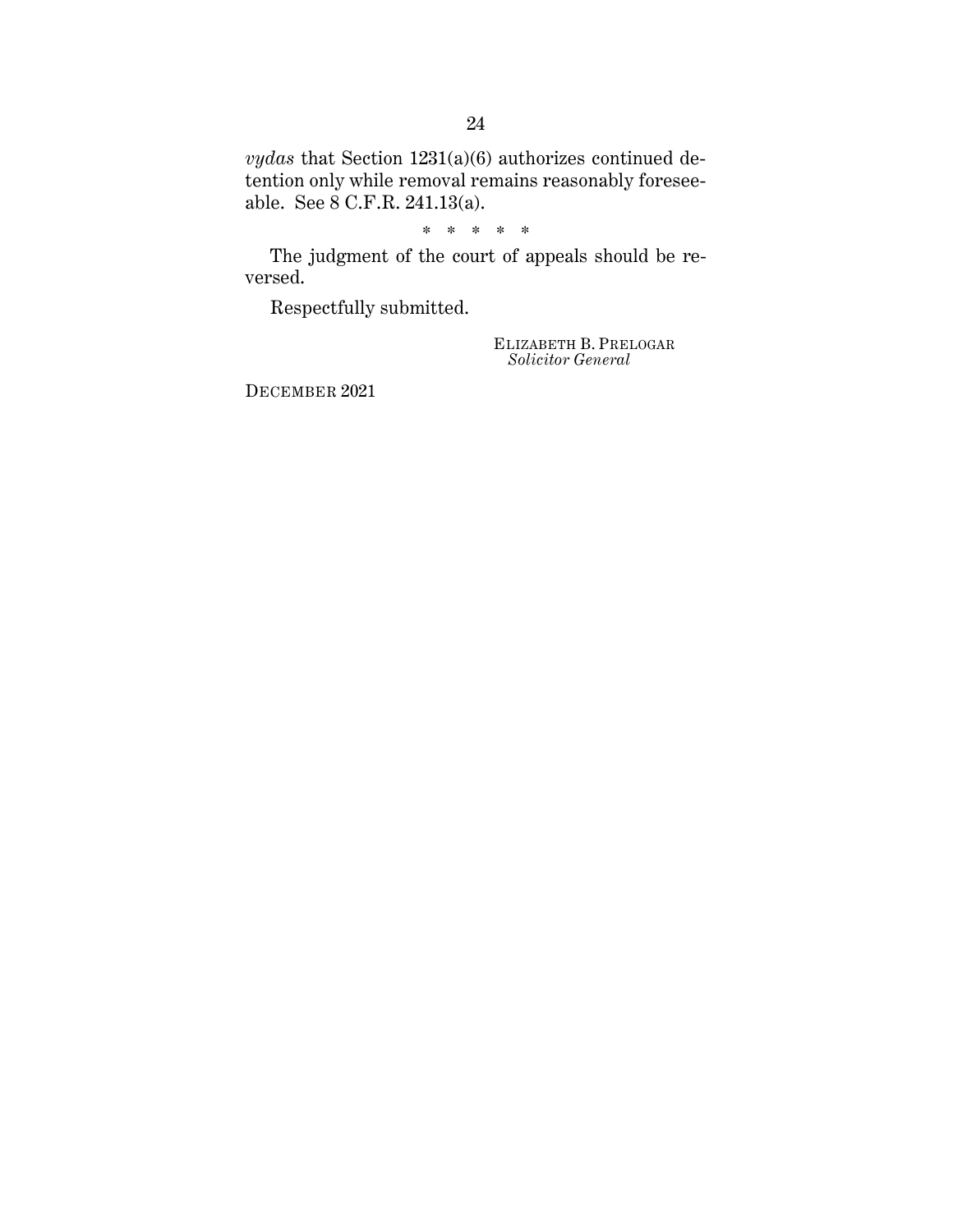*vydas* that Section 1231(a)(6) authorizes continued detention only while removal remains reasonably foreseeable. See 8 C.F.R. 241.13(a).

\* \* \* \* \*

The judgment of the court of appeals should be reversed.

Respectfully submitted.

ELIZABETH B. PRELOGAR
*Solicitor General*

DECEMBER 2021